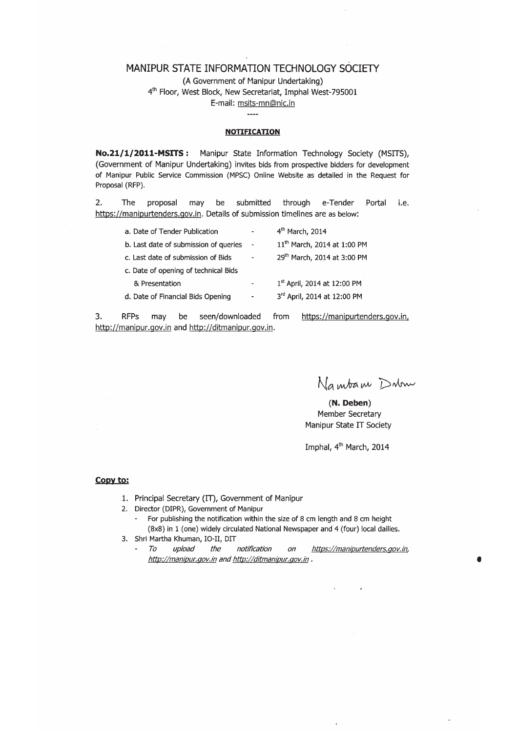# MANIPUR STATE INFORMATION TECHNOLOGY SOCIETY

(A Government of Manipur Undertaking)
4th Floor, West Block, New Secretariat, Imphal West-795001
E-mail: msits-mn@nic.in

----

## NOTIFICATION

**No.21/1/2011-MSITS :** Manipur State Information Technology Society (MSITS), (Government of Manipur Undertaking) invites bids from prospective bidders for development of Manipur Public Service Commission (MPSC) Online Website as detailed in the Request for Proposal (RFP).

2. The proposal may be submitted through e-Tender Portal i.e. https://manipurtenders.gov.in. Details of submission timelines are as below:

| | | |
|---|---|---|
| a. Date of Tender Publication | - | 4th March, 2014 |
| b. Last date of submission of queries | - | 11th March, 2014 at 1:00 PM |
| c. Last date of submission of Bids | - | 29th March, 2014 at 3:00 PM |
| c. Date of opening of technical Bids & Presentation | - | 1st April, 2014 at 12:00 PM |
| d. Date of Financial Bids Opening | - | 3rd April, 2014 at 12:00 PM |

3. RFPs may be seen/downloaded from https://manipurtenders.gov.in, http://manipur.gov.in and http://ditmanipur.gov.in.

Nambam Deben

**(N. Deben)**
Member Secretary
Manipur State IT Society

Imphal, 4th March, 2014

**Copy to:**

1. Principal Secretary (IT), Government of Manipur
2. Director (DIPR), Government of Manipur
   - For publishing the notification within the size of 8 cm length and 8 cm height (8x8) in 1 (one) widely circulated National Newspaper and 4 (four) local dailies.
3. Shri Martha Khuman, IO-II, DIT
   - *To upload the notification on https://manipurtenders.gov.in, http://manipur.gov.in and http://ditmanipur.gov.in .*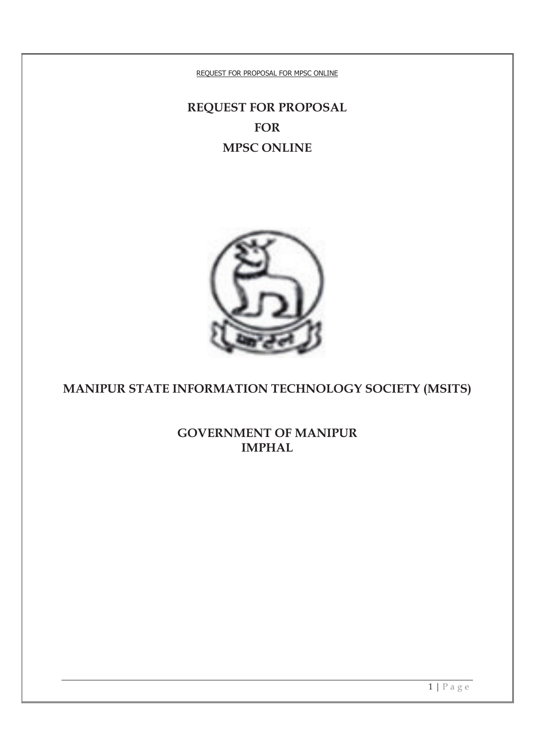# REQUEST FOR PROPOSAL

# FOR

# MPSC ONLINE

## MANIPUR STATE INFORMATION TECHNOLOGY SOCIETY (MSITS)

## GOVERNMENT OF MANIPUR
## IMPHAL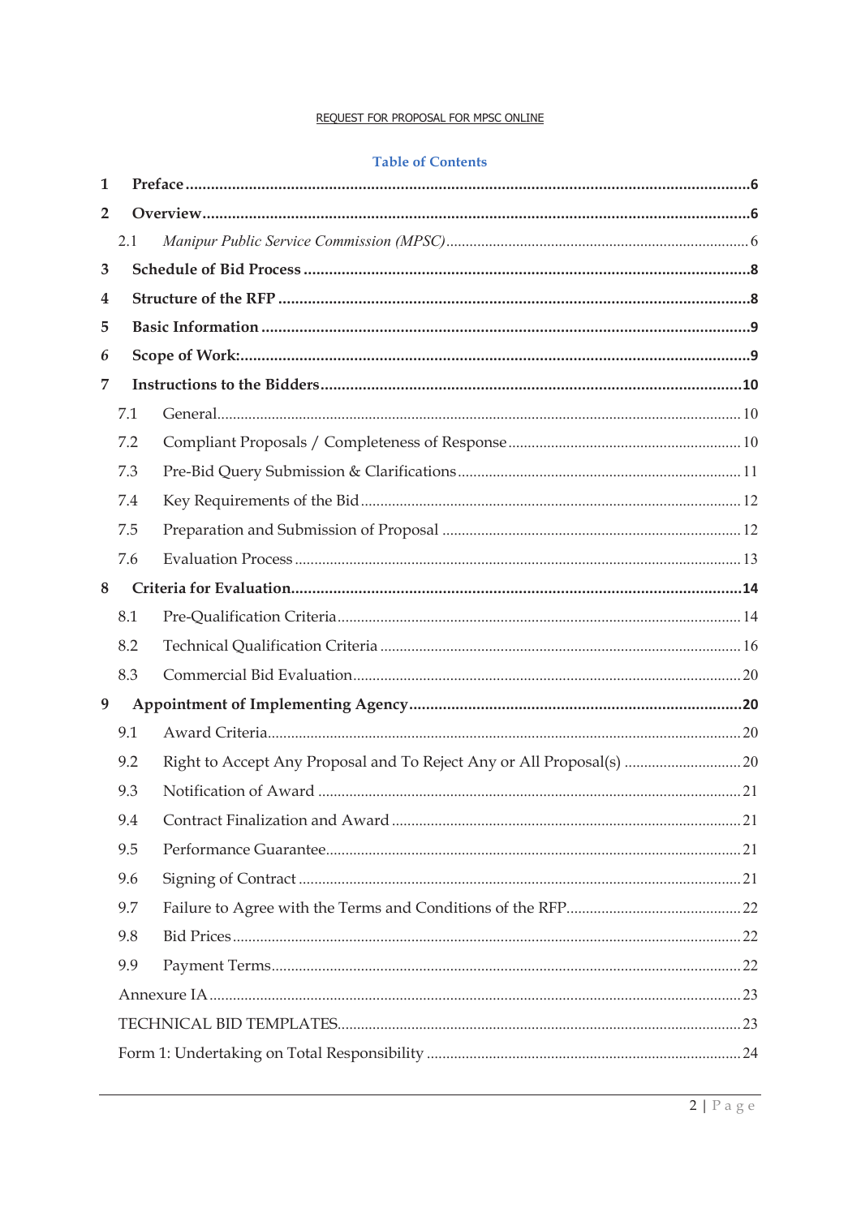# Table of Contents

1 **Preface** ........................................................................................................ 6

2 **Overview** ...................................................................................................... 6

&nbsp;&nbsp;&nbsp;&nbsp;2.1 *Manipur Public Service Commission (MPSC)* ............................................ 6

3 **Schedule of Bid Process** ............................................................................... 8

4 **Structure of the RFP** ...................................................................................... 8

5 **Basic Information** .......................................................................................... 9

*6* **Scope of Work:** ............................................................................................... 9

7 **Instructions to the Bidders** ......................................................................... 10

&nbsp;&nbsp;&nbsp;&nbsp;7.1 General .......................................................................................................... 10

&nbsp;&nbsp;&nbsp;&nbsp;7.2 Compliant Proposals / Completeness of Response ................................... 10

&nbsp;&nbsp;&nbsp;&nbsp;7.3 Pre-Bid Query Submission & Clarifications ............................................... 11

&nbsp;&nbsp;&nbsp;&nbsp;7.4 Key Requirements of the Bid ...................................................................... 12

&nbsp;&nbsp;&nbsp;&nbsp;7.5 Preparation and Submission of Proposal ................................................... 12

&nbsp;&nbsp;&nbsp;&nbsp;7.6 Evaluation Process ....................................................................................... 13

8 **Criteria for Evaluation** ................................................................................ 14

&nbsp;&nbsp;&nbsp;&nbsp;8.1 Pre-Qualification Criteria ............................................................................. 14

&nbsp;&nbsp;&nbsp;&nbsp;8.2 Technical Qualification Criteria .................................................................. 16

&nbsp;&nbsp;&nbsp;&nbsp;8.3 Commercial Bid Evaluation ......................................................................... 20

9 **Appointment of Implementing Agency** .................................................... 20

&nbsp;&nbsp;&nbsp;&nbsp;9.1 Award Criteria .............................................................................................. 20

&nbsp;&nbsp;&nbsp;&nbsp;9.2 Right to Accept Any Proposal and To Reject Any or All Proposal(s) ...... 20

&nbsp;&nbsp;&nbsp;&nbsp;9.3 Notification of Award .................................................................................. 21

&nbsp;&nbsp;&nbsp;&nbsp;9.4 Contract Finalization and Award ............................................................... 21

&nbsp;&nbsp;&nbsp;&nbsp;9.5 Performance Guarantee ............................................................................... 21

&nbsp;&nbsp;&nbsp;&nbsp;9.6 Signing of Contract ...................................................................................... 21

&nbsp;&nbsp;&nbsp;&nbsp;9.7 Failure to Agree with the Terms and Conditions of the RFP ................... 22

&nbsp;&nbsp;&nbsp;&nbsp;9.8 Bid Prices ...................................................................................................... 22

&nbsp;&nbsp;&nbsp;&nbsp;9.9 Payment Terms ............................................................................................. 22

&nbsp;&nbsp;&nbsp;&nbsp;Annexure IA .................................................................................................... 23

&nbsp;&nbsp;&nbsp;&nbsp;TECHNICAL BID TEMPLATES ..................................................................... 23

&nbsp;&nbsp;&nbsp;&nbsp;Form 1: Undertaking on Total Responsibility ............................................... 24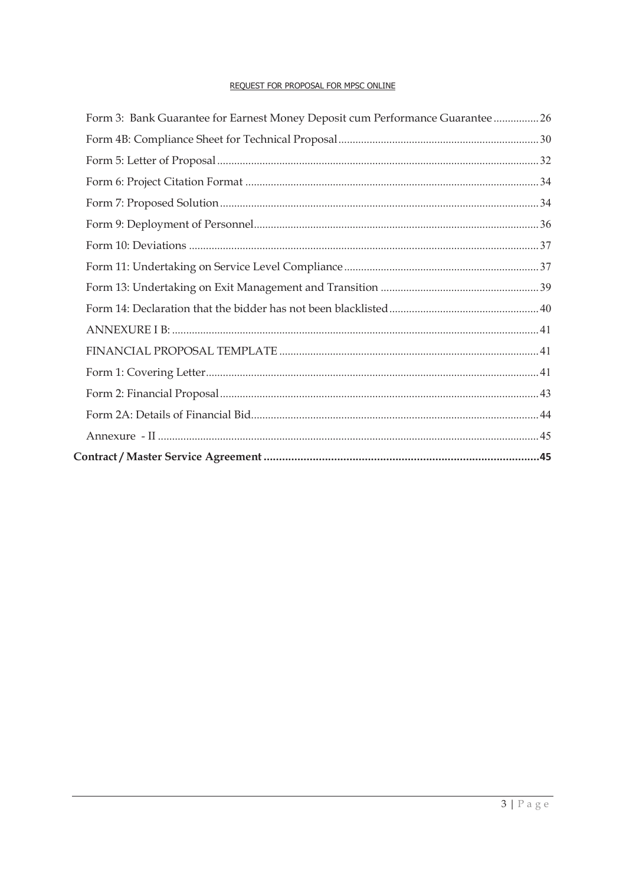Form 3: Bank Guarantee for Earnest Money Deposit cum Performance Guarantee ................ 26

Form 4B: Compliance Sheet for Technical Proposal ...................................................................... 30

Form 5: Letter of Proposal ................................................................................................................. 32

Form 6: Project Citation Format ....................................................................................................... 34

Form 7: Proposed Solution ................................................................................................................ 34

Form 9: Deployment of Personnel .................................................................................................... 36

Form 10: Deviations ........................................................................................................................... 37

Form 11: Undertaking on Service Level Compliance ..................................................................... 37

Form 13: Undertaking on Exit Management and Transition ........................................................ 39

Form 14: Declaration that the bidder has not been blacklisted ..................................................... 40

ANNEXURE I B: ................................................................................................................................. 41

FINANCIAL PROPOSAL TEMPLATE ........................................................................................... 41

Form 1: Covering Letter ..................................................................................................................... 41

Form 2: Financial Proposal ................................................................................................................ 43

Form 2A: Details of Financial Bid ..................................................................................................... 44

Annexure - II ...................................................................................................................................... 45

**Contract / Master Service Agreement .......................................................................................... 45**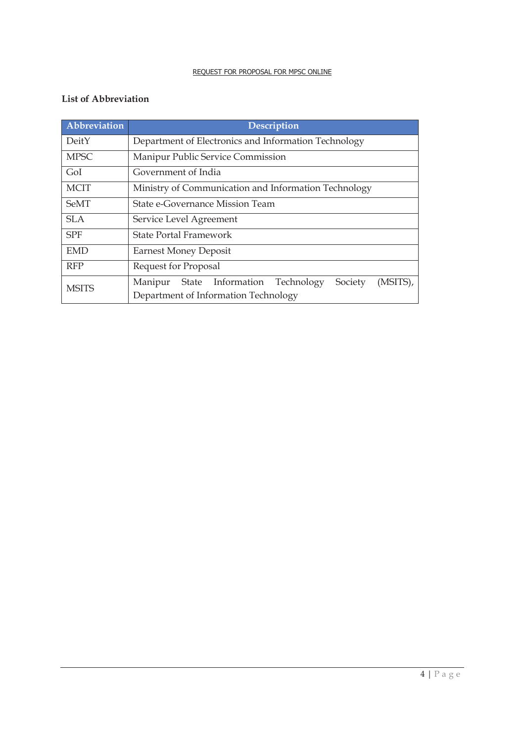**List of Abbreviation**

| Abbreviation | Description |
| --- | --- |
| DeitY | Department of Electronics and Information Technology |
| MPSC | Manipur Public Service Commission |
| GoI | Government of India |
| MCIT | Ministry of Communication and Information Technology |
| SeMT | State e-Governance Mission Team |
| SLA | Service Level Agreement |
| SPF | State Portal Framework |
| EMD | Earnest Money Deposit |
| RFP | Request for Proposal |
| MSITS | Manipur State Information Technology Society (MSITS), Department of Information Technology |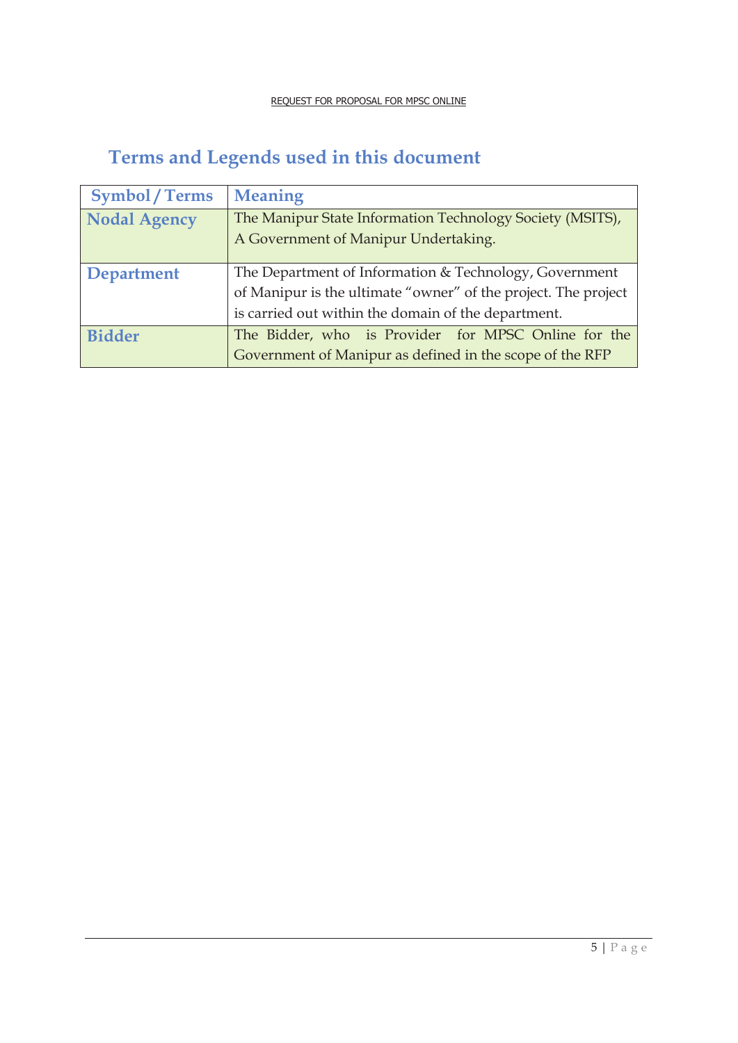## Terms and Legends used in this document

| Symbol / Terms | Meaning |
|---|---|
| Nodal Agency | The Manipur State Information Technology Society (MSITS), A Government of Manipur Undertaking. |
| Department | The Department of Information & Technology, Government of Manipur is the ultimate "owner" of the project. The project is carried out within the domain of the department. |
| Bidder | The Bidder, who is Provider for MPSC Online for the Government of Manipur as defined in the scope of the RFP |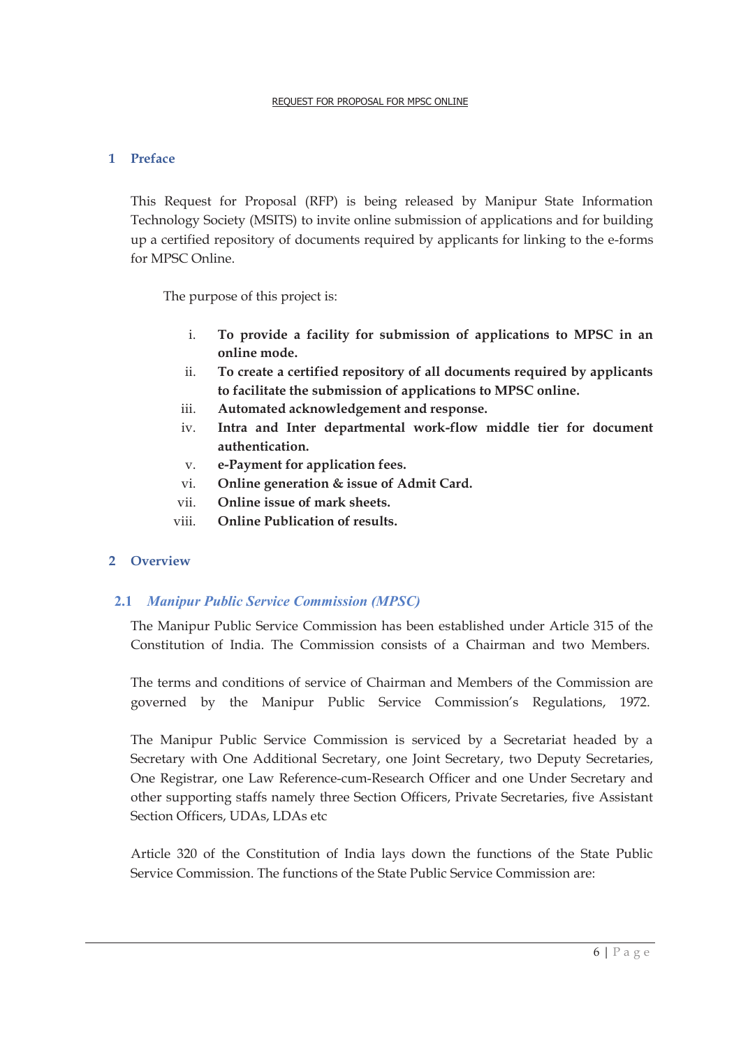## 1 Preface

This Request for Proposal (RFP) is being released by Manipur State Information Technology Society (MSITS) to invite online submission of applications and for building up a certified repository of documents required by applicants for linking to the e-forms for MPSC Online.

The purpose of this project is:

i. **To provide a facility for submission of applications to MPSC in an online mode.**
ii. **To create a certified repository of all documents required by applicants to facilitate the submission of applications to MPSC online.**
iii. **Automated acknowledgement and response.**
iv. **Intra and Inter departmental work-flow middle tier for document authentication.**
v. **e-Payment for application fees.**
vi. **Online generation & issue of Admit Card.**
vii. **Online issue of mark sheets.**
viii. **Online Publication of results.**

## 2 Overview

### 2.1 *Manipur Public Service Commission (MPSC)*

The Manipur Public Service Commission has been established under Article 315 of the Constitution of India. The Commission consists of a Chairman and two Members.

The terms and conditions of service of Chairman and Members of the Commission are governed by the Manipur Public Service Commission's Regulations, 1972.

The Manipur Public Service Commission is serviced by a Secretariat headed by a Secretary with One Additional Secretary, one Joint Secretary, two Deputy Secretaries, One Registrar, one Law Reference-cum-Research Officer and one Under Secretary and other supporting staffs namely three Section Officers, Private Secretaries, five Assistant Section Officers, UDAs, LDAs etc

Article 320 of the Constitution of India lays down the functions of the State Public Service Commission. The functions of the State Public Service Commission are: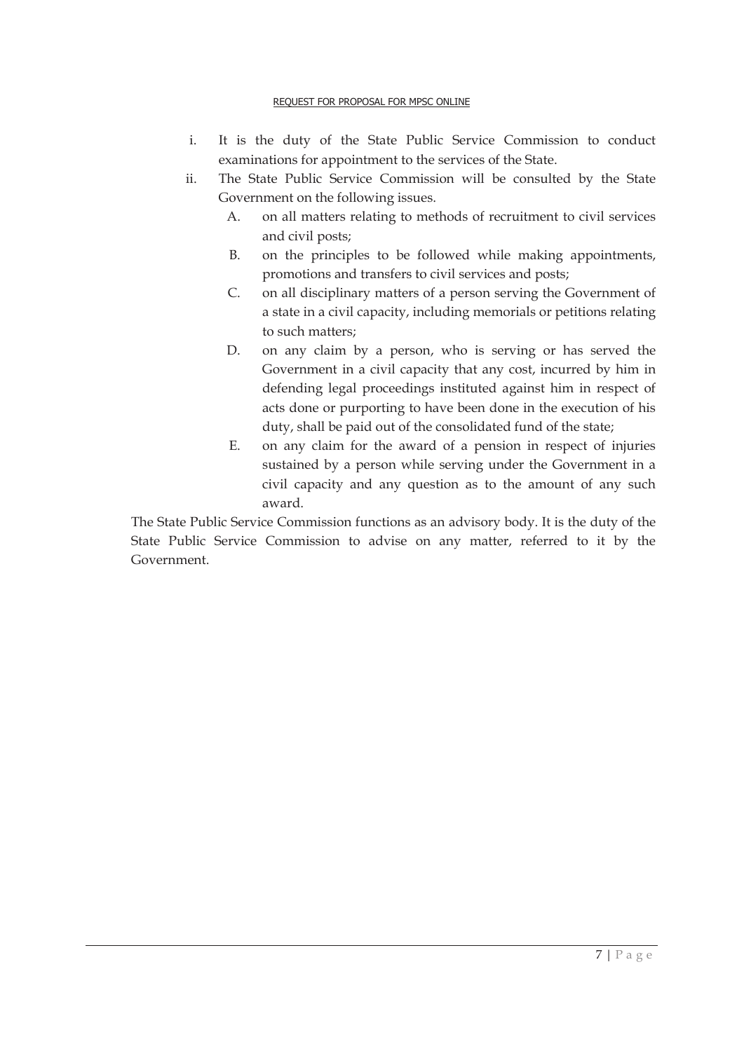i. It is the duty of the State Public Service Commission to conduct examinations for appointment to the services of the State.
ii. The State Public Service Commission will be consulted by the State Government on the following issues.
   A. on all matters relating to methods of recruitment to civil services and civil posts;
   B. on the principles to be followed while making appointments, promotions and transfers to civil services and posts;
   C. on all disciplinary matters of a person serving the Government of a state in a civil capacity, including memorials or petitions relating to such matters;
   D. on any claim by a person, who is serving or has served the Government in a civil capacity that any cost, incurred by him in defending legal proceedings instituted against him in respect of acts done or purporting to have been done in the execution of his duty, shall be paid out of the consolidated fund of the state;
   E. on any claim for the award of a pension in respect of injuries sustained by a person while serving under the Government in a civil capacity and any question as to the amount of any such award.

The State Public Service Commission functions as an advisory body. It is the duty of the State Public Service Commission to advise on any matter, referred to it by the Government.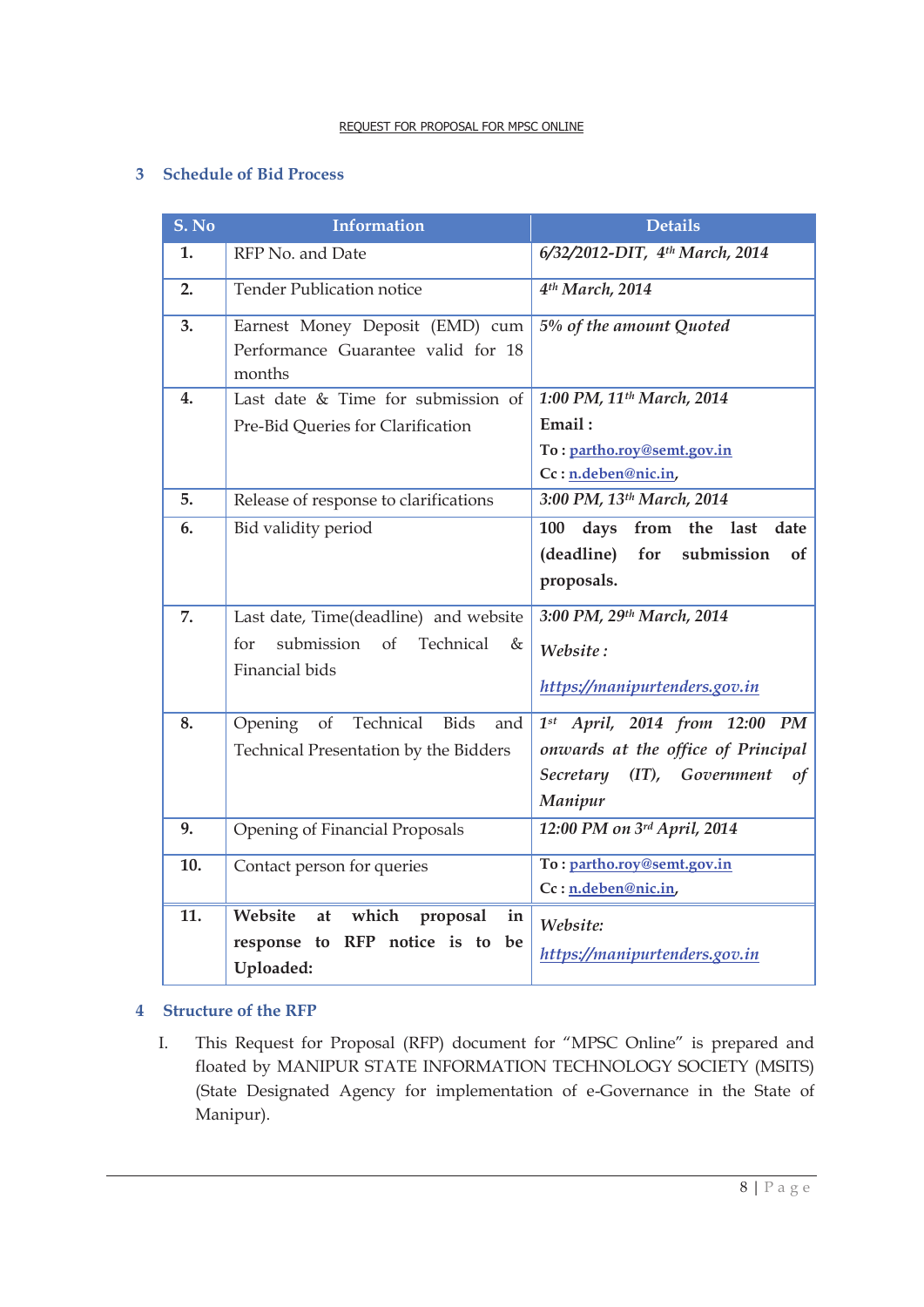## 3 Schedule of Bid Process

| S. No | Information | Details |
|---|---|---|
| 1. | RFP No. and Date | *6/32/2012-DIT, 4th March, 2014* |
| 2. | Tender Publication notice | *4th March, 2014* |
| 3. | Earnest Money Deposit (EMD) cum Performance Guarantee valid for 18 months | *5% of the amount Quoted* |
| 4. | Last date & Time for submission of Pre-Bid Queries for Clarification | *1:00 PM, 11th March, 2014* **Email :** **To :** partho.roy@semt.gov.in **Cc :** n.deben@nic.in, |
| 5. | Release of response to clarifications | *3:00 PM, 13th March, 2014* |
| 6. | Bid validity period | **100 days from the last date (deadline) for submission of proposals.** |
| 7. | Last date, Time(deadline) and website for submission of Technical & Financial bids | *3:00 PM, 29th March, 2014* *Website :* *https://manipurtenders.gov.in* |
| 8. | Opening of Technical Bids and Technical Presentation by the Bidders | *1st April, 2014 from 12:00 PM onwards at the office of Principal Secretary (IT), Government of Manipur* |
| 9. | Opening of Financial Proposals | *12:00 PM on 3rd April, 2014* |
| 10. | Contact person for queries | **To :** partho.roy@semt.gov.in **Cc :** n.deben@nic.in, |
| 11. | **Website at which proposal in response to RFP notice is to be Uploaded:** | *Website:* *https://manipurtenders.gov.in* |

## 4 Structure of the RFP

I. This Request for Proposal (RFP) document for "MPSC Online" is prepared and floated by MANIPUR STATE INFORMATION TECHNOLOGY SOCIETY (MSITS) (State Designated Agency for implementation of e-Governance in the State of Manipur).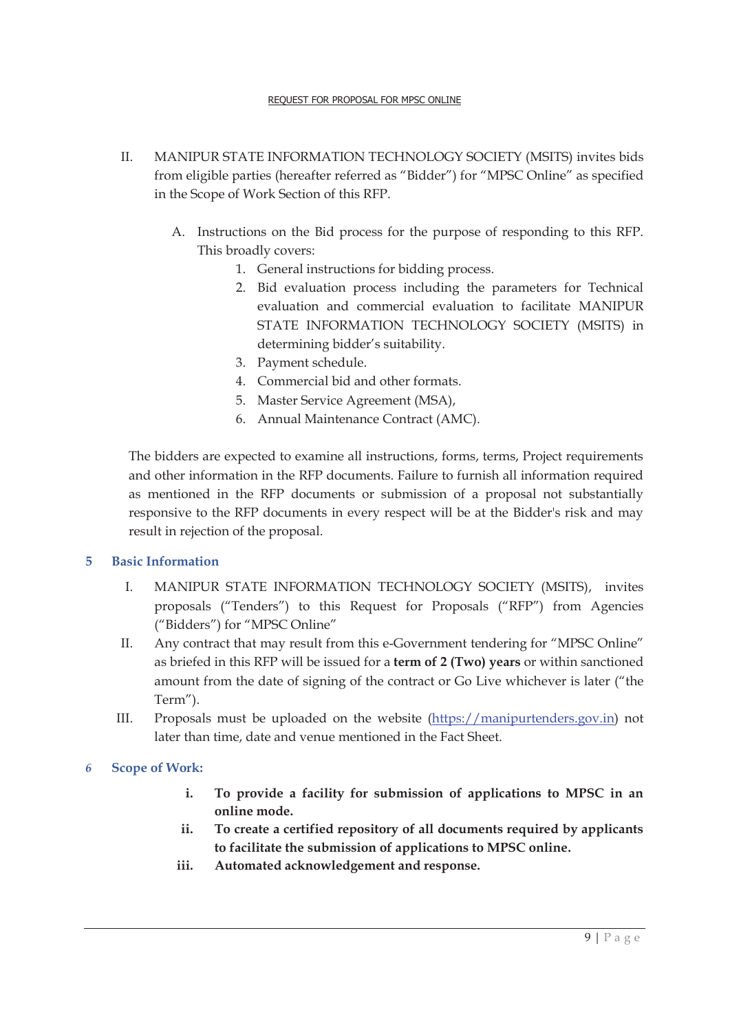II. MANIPUR STATE INFORMATION TECHNOLOGY SOCIETY (MSITS) invites bids from eligible parties (hereafter referred as "Bidder") for "MPSC Online" as specified in the Scope of Work Section of this RFP.

A. Instructions on the Bid process for the purpose of responding to this RFP. This broadly covers:

1. General instructions for bidding process.
2. Bid evaluation process including the parameters for Technical evaluation and commercial evaluation to facilitate MANIPUR STATE INFORMATION TECHNOLOGY SOCIETY (MSITS) in determining bidder's suitability.
3. Payment schedule.
4. Commercial bid and other formats.
5. Master Service Agreement (MSA),
6. Annual Maintenance Contract (AMC).

The bidders are expected to examine all instructions, forms, terms, Project requirements and other information in the RFP documents. Failure to furnish all information required as mentioned in the RFP documents or submission of a proposal not substantially responsive to the RFP documents in every respect will be at the Bidder's risk and may result in rejection of the proposal.

## 5 Basic Information

I. MANIPUR STATE INFORMATION TECHNOLOGY SOCIETY (MSITS), invites proposals ("Tenders") to this Request for Proposals ("RFP") from Agencies ("Bidders") for "MPSC Online"

II. Any contract that may result from this e-Government tendering for "MPSC Online" as briefed in this RFP will be issued for a **term of 2 (Two) years** or within sanctioned amount from the date of signing of the contract or Go Live whichever is later ("the Term").

III. Proposals must be uploaded on the website (https://manipurtenders.gov.in) not later than time, date and venue mentioned in the Fact Sheet.

## 6 Scope of Work:

i. **To provide a facility for submission of applications to MPSC in an online mode.**

ii. **To create a certified repository of all documents required by applicants to facilitate the submission of applications to MPSC online.**

iii. **Automated acknowledgement and response.**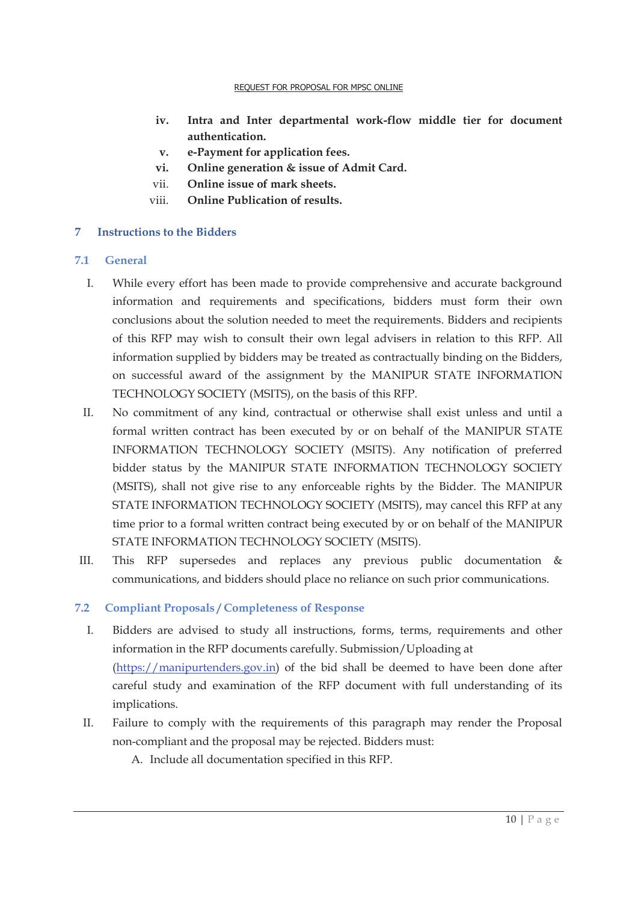iv. **Intra and Inter departmental work-flow middle tier for document authentication.**

v. **e-Payment for application fees.**

vi. **Online generation & issue of Admit Card.**

vii. **Online issue of mark sheets.**

viii. **Online Publication of results.**

# 7 Instructions to the Bidders

## 7.1 General

I. While every effort has been made to provide comprehensive and accurate background information and requirements and specifications, bidders must form their own conclusions about the solution needed to meet the requirements. Bidders and recipients of this RFP may wish to consult their own legal advisers in relation to this RFP. All information supplied by bidders may be treated as contractually binding on the Bidders, on successful award of the assignment by the MANIPUR STATE INFORMATION TECHNOLOGY SOCIETY (MSITS), on the basis of this RFP.

II. No commitment of any kind, contractual or otherwise shall exist unless and until a formal written contract has been executed by or on behalf of the MANIPUR STATE INFORMATION TECHNOLOGY SOCIETY (MSITS). Any notification of preferred bidder status by the MANIPUR STATE INFORMATION TECHNOLOGY SOCIETY (MSITS), shall not give rise to any enforceable rights by the Bidder. The MANIPUR STATE INFORMATION TECHNOLOGY SOCIETY (MSITS), may cancel this RFP at any time prior to a formal written contract being executed by or on behalf of the MANIPUR STATE INFORMATION TECHNOLOGY SOCIETY (MSITS).

III. This RFP supersedes and replaces any previous public documentation & communications, and bidders should place no reliance on such prior communications.

## 7.2 Compliant Proposals / Completeness of Response

I. Bidders are advised to study all instructions, forms, terms, requirements and other information in the RFP documents carefully. Submission/Uploading at (https://manipurtenders.gov.in) of the bid shall be deemed to have been done after careful study and examination of the RFP document with full understanding of its implications.

II. Failure to comply with the requirements of this paragraph may render the Proposal non-compliant and the proposal may be rejected. Bidders must:

A. Include all documentation specified in this RFP.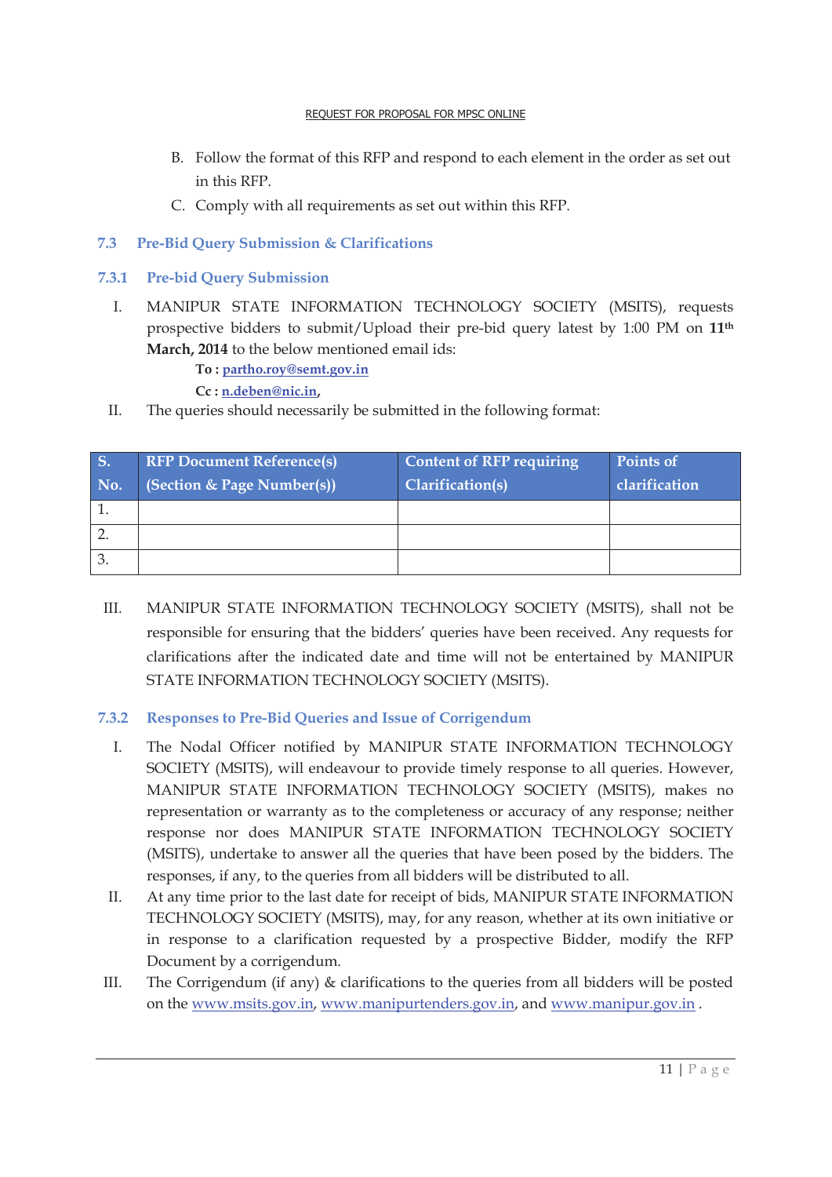B. Follow the format of this RFP and respond to each element in the order as set out in this RFP.

C. Comply with all requirements as set out within this RFP.

### 7.3 Pre-Bid Query Submission & Clarifications

#### 7.3.1 Pre-bid Query Submission

I. MANIPUR STATE INFORMATION TECHNOLOGY SOCIETY (MSITS), requests prospective bidders to submit/Upload their pre-bid query latest by 1:00 PM on **11th March, 2014** to the below mentioned email ids:

**To :** partho.roy@semt.gov.in

**Cc :** n.deben@nic.in,

II. The queries should necessarily be submitted in the following format:

| S. No. | RFP Document Reference(s) (Section & Page Number(s)) | Content of RFP requiring Clarification(s) | Points of clarification |
|---|---|---|---|
| 1. | | | |
| 2. | | | |
| 3. | | | |

III. MANIPUR STATE INFORMATION TECHNOLOGY SOCIETY (MSITS), shall not be responsible for ensuring that the bidders' queries have been received. Any requests for clarifications after the indicated date and time will not be entertained by MANIPUR STATE INFORMATION TECHNOLOGY SOCIETY (MSITS).

#### 7.3.2 Responses to Pre-Bid Queries and Issue of Corrigendum

I. The Nodal Officer notified by MANIPUR STATE INFORMATION TECHNOLOGY SOCIETY (MSITS), will endeavour to provide timely response to all queries. However, MANIPUR STATE INFORMATION TECHNOLOGY SOCIETY (MSITS), makes no representation or warranty as to the completeness or accuracy of any response; neither response nor does MANIPUR STATE INFORMATION TECHNOLOGY SOCIETY (MSITS), undertake to answer all the queries that have been posed by the bidders. The responses, if any, to the queries from all bidders will be distributed to all.

II. At any time prior to the last date for receipt of bids, MANIPUR STATE INFORMATION TECHNOLOGY SOCIETY (MSITS), may, for any reason, whether at its own initiative or in response to a clarification requested by a prospective Bidder, modify the RFP Document by a corrigendum.

III. The Corrigendum (if any) & clarifications to the queries from all bidders will be posted on the www.msits.gov.in, www.manipurtenders.gov.in, and www.manipur.gov.in .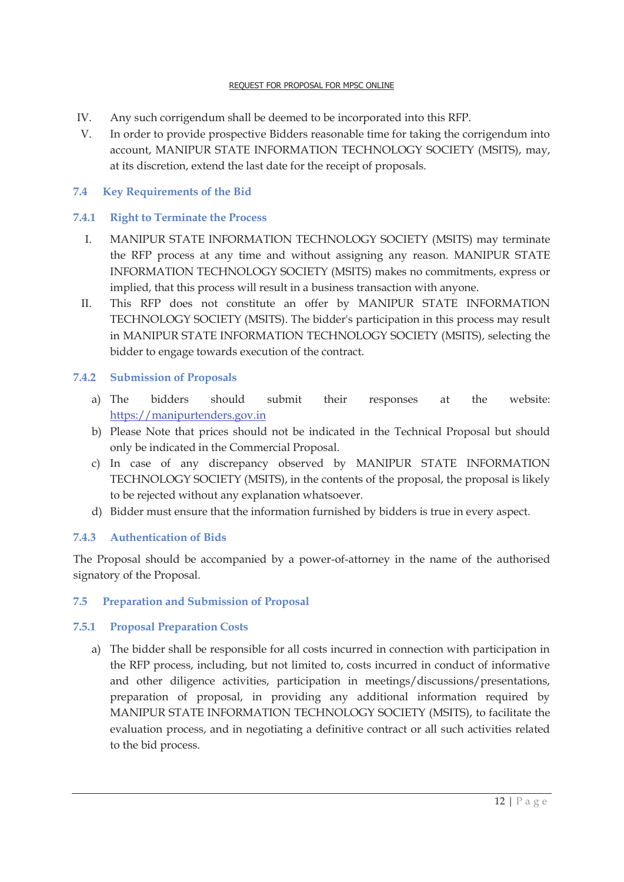IV. Any such corrigendum shall be deemed to be incorporated into this RFP.

V. In order to provide prospective Bidders reasonable time for taking the corrigendum into account, MANIPUR STATE INFORMATION TECHNOLOGY SOCIETY (MSITS), may, at its discretion, extend the last date for the receipt of proposals.

## 7.4 Key Requirements of the Bid

### 7.4.1 Right to Terminate the Process

I. MANIPUR STATE INFORMATION TECHNOLOGY SOCIETY (MSITS) may terminate the RFP process at any time and without assigning any reason. MANIPUR STATE INFORMATION TECHNOLOGY SOCIETY (MSITS) makes no commitments, express or implied, that this process will result in a business transaction with anyone.

II. This RFP does not constitute an offer by MANIPUR STATE INFORMATION TECHNOLOGY SOCIETY (MSITS). The bidder's participation in this process may result in MANIPUR STATE INFORMATION TECHNOLOGY SOCIETY (MSITS), selecting the bidder to engage towards execution of the contract.

### 7.4.2 Submission of Proposals

a) The bidders should submit their responses at the website: https://manipurtenders.gov.in

b) Please Note that prices should not be indicated in the Technical Proposal but should only be indicated in the Commercial Proposal.

c) In case of any discrepancy observed by MANIPUR STATE INFORMATION TECHNOLOGY SOCIETY (MSITS), in the contents of the proposal, the proposal is likely to be rejected without any explanation whatsoever.

d) Bidder must ensure that the information furnished by bidders is true in every aspect.

### 7.4.3 Authentication of Bids

The Proposal should be accompanied by a power-of-attorney in the name of the authorised signatory of the Proposal.

## 7.5 Preparation and Submission of Proposal

### 7.5.1 Proposal Preparation Costs

a) The bidder shall be responsible for all costs incurred in connection with participation in the RFP process, including, but not limited to, costs incurred in conduct of informative and other diligence activities, participation in meetings/discussions/presentations, preparation of proposal, in providing any additional information required by MANIPUR STATE INFORMATION TECHNOLOGY SOCIETY (MSITS), to facilitate the evaluation process, and in negotiating a definitive contract or all such activities related to the bid process.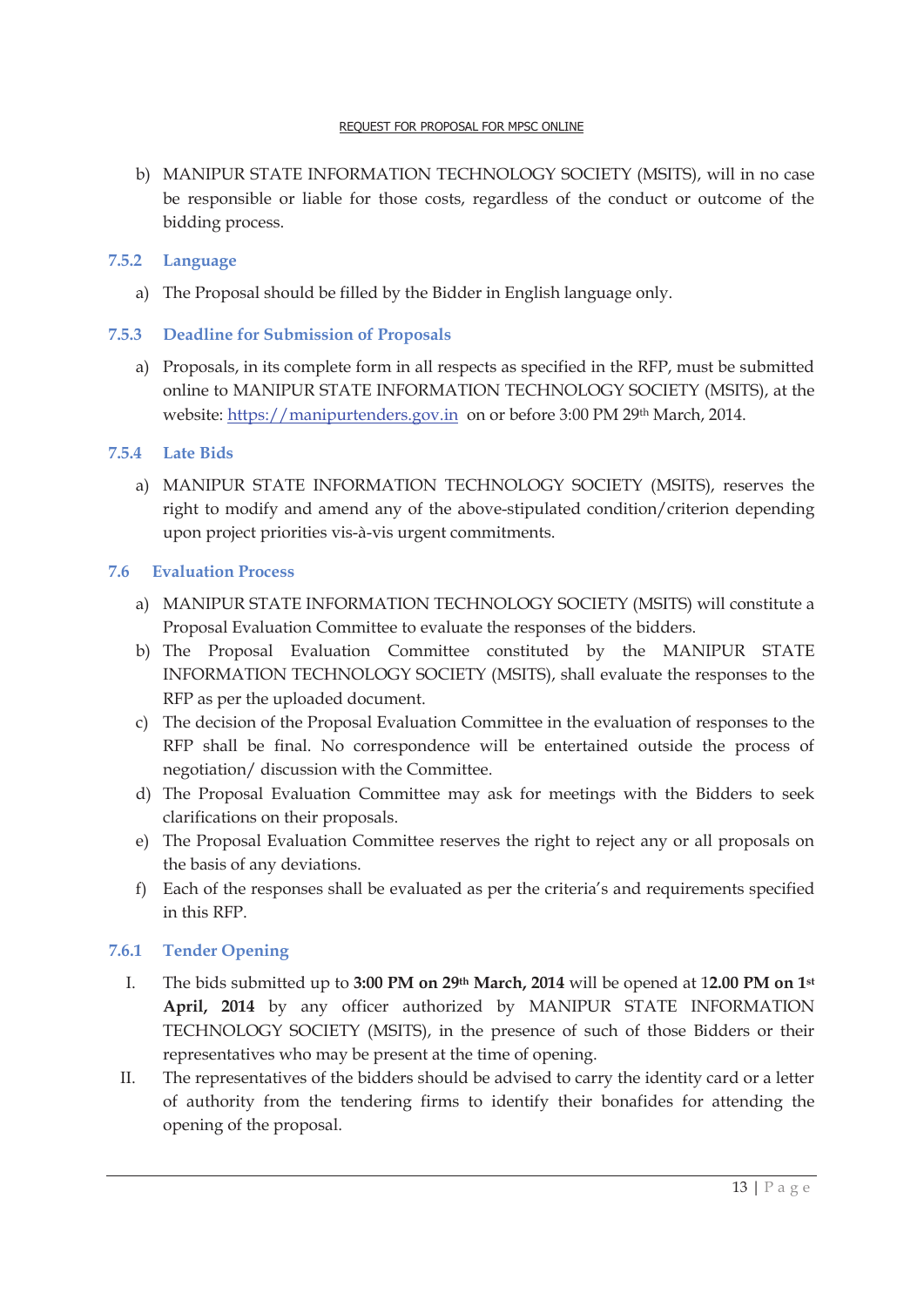b) MANIPUR STATE INFORMATION TECHNOLOGY SOCIETY (MSITS), will in no case be responsible or liable for those costs, regardless of the conduct or outcome of the bidding process.

### 7.5.2 Language

a) The Proposal should be filled by the Bidder in English language only.

### 7.5.3 Deadline for Submission of Proposals

a) Proposals, in its complete form in all respects as specified in the RFP, must be submitted online to MANIPUR STATE INFORMATION TECHNOLOGY SOCIETY (MSITS), at the website: https://manipurtenders.gov.in on or before 3:00 PM 29th March, 2014.

### 7.5.4 Late Bids

a) MANIPUR STATE INFORMATION TECHNOLOGY SOCIETY (MSITS), reserves the right to modify and amend any of the above-stipulated condition/criterion depending upon project priorities vis-à-vis urgent commitments.

## 7.6 Evaluation Process

a) MANIPUR STATE INFORMATION TECHNOLOGY SOCIETY (MSITS) will constitute a Proposal Evaluation Committee to evaluate the responses of the bidders.
b) The Proposal Evaluation Committee constituted by the MANIPUR STATE INFORMATION TECHNOLOGY SOCIETY (MSITS), shall evaluate the responses to the RFP as per the uploaded document.
c) The decision of the Proposal Evaluation Committee in the evaluation of responses to the RFP shall be final. No correspondence will be entertained outside the process of negotiation/ discussion with the Committee.
d) The Proposal Evaluation Committee may ask for meetings with the Bidders to seek clarifications on their proposals.
e) The Proposal Evaluation Committee reserves the right to reject any or all proposals on the basis of any deviations.
f) Each of the responses shall be evaluated as per the criteria's and requirements specified in this RFP.

### 7.6.1 Tender Opening

I. The bids submitted up to **3:00 PM on 29th March, 2014** will be opened at 1**2.00 PM on 1st April, 2014** by any officer authorized by MANIPUR STATE INFORMATION TECHNOLOGY SOCIETY (MSITS), in the presence of such of those Bidders or their representatives who may be present at the time of opening.
II. The representatives of the bidders should be advised to carry the identity card or a letter of authority from the tendering firms to identify their bonafides for attending the opening of the proposal.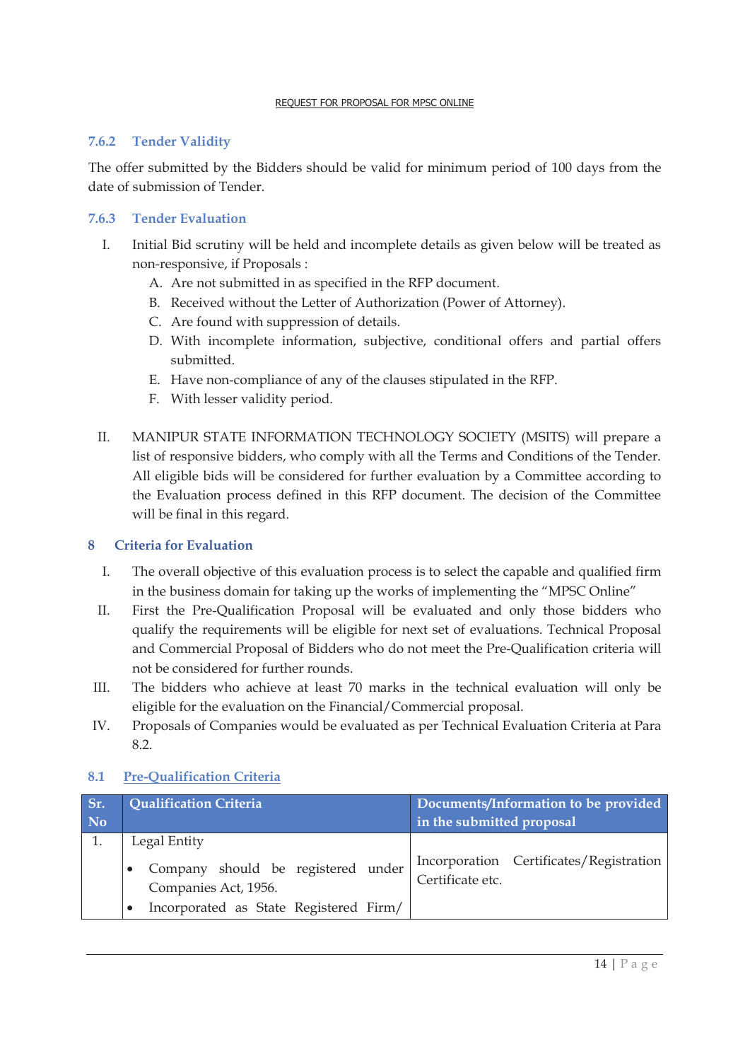### 7.6.2 Tender Validity

The offer submitted by the Bidders should be valid for minimum period of 100 days from the date of submission of Tender.

### 7.6.3 Tender Evaluation

I. Initial Bid scrutiny will be held and incomplete details as given below will be treated as non-responsive, if Proposals :
   A. Are not submitted in as specified in the RFP document.
   B. Received without the Letter of Authorization (Power of Attorney).
   C. Are found with suppression of details.
   D. With incomplete information, subjective, conditional offers and partial offers submitted.
   E. Have non-compliance of any of the clauses stipulated in the RFP.
   F. With lesser validity period.

II. MANIPUR STATE INFORMATION TECHNOLOGY SOCIETY (MSITS) will prepare a list of responsive bidders, who comply with all the Terms and Conditions of the Tender. All eligible bids will be considered for further evaluation by a Committee according to the Evaluation process defined in this RFP document. The decision of the Committee will be final in this regard.

## 8 Criteria for Evaluation

I. The overall objective of this evaluation process is to select the capable and qualified firm in the business domain for taking up the works of implementing the "MPSC Online"

II. First the Pre-Qualification Proposal will be evaluated and only those bidders who qualify the requirements will be eligible for next set of evaluations. Technical Proposal and Commercial Proposal of Bidders who do not meet the Pre-Qualification criteria will not be considered for further rounds.

III. The bidders who achieve at least 70 marks in the technical evaluation will only be eligible for the evaluation on the Financial/Commercial proposal.

IV. Proposals of Companies would be evaluated as per Technical Evaluation Criteria at Para 8.2.

### 8.1 Pre-Qualification Criteria

| Sr. No | Qualification Criteria | Documents/Information to be provided in the submitted proposal |
|---|---|---|
| 1. | Legal Entity<br>• Company should be registered under Companies Act, 1956.<br>• Incorporated as State Registered Firm/ | Incorporation Certificates/Registration Certificate etc. |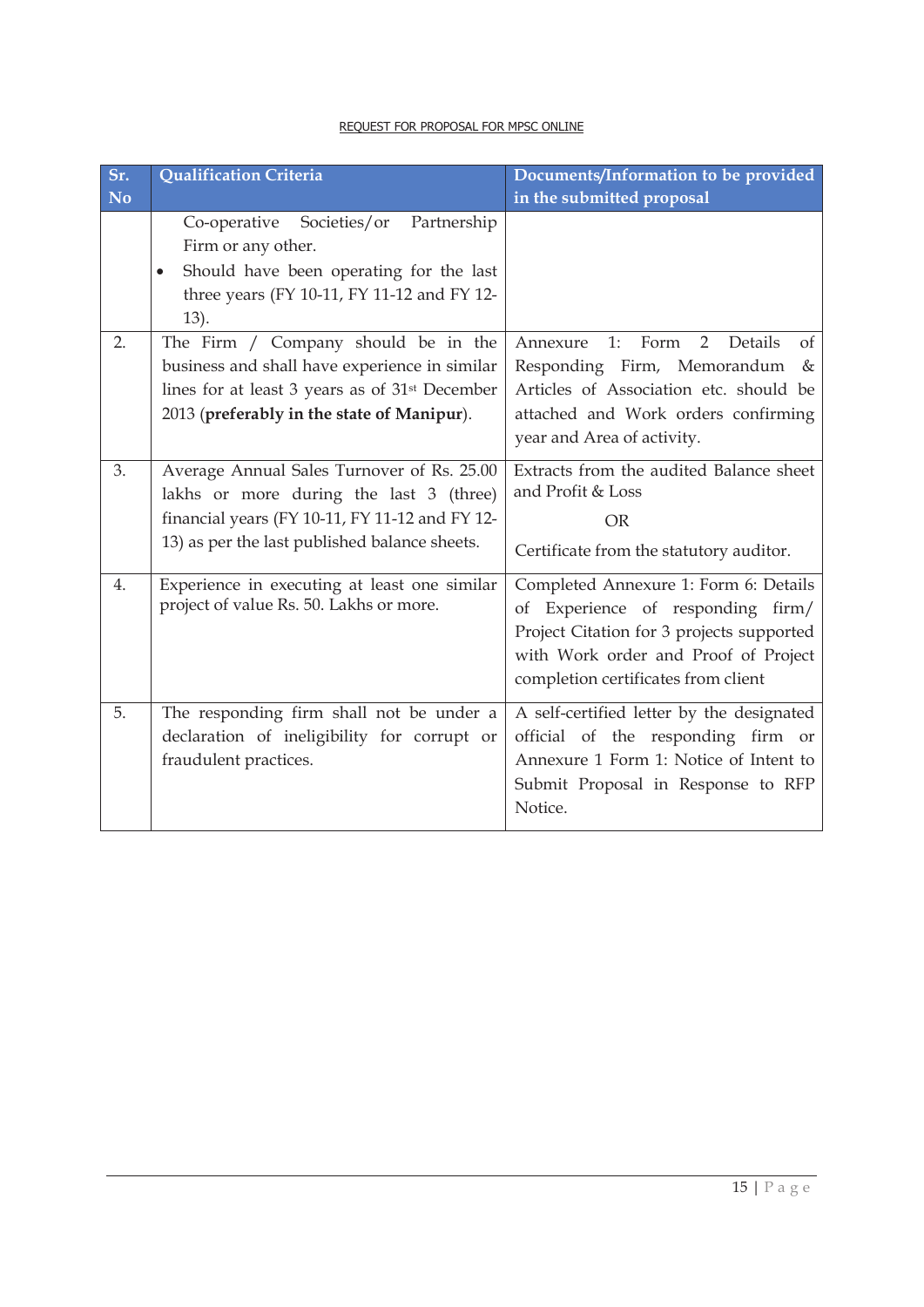| Sr. No | Qualification Criteria | Documents/Information to be provided in the submitted proposal |
|---|---|---|
| | Co-operative Societies/or Partnership Firm or any other.<br>• Should have been operating for the last three years (FY 10-11, FY 11-12 and FY 12-13). | |
| 2. | The Firm / Company should be in the business and shall have experience in similar lines for at least 3 years as of 31st December 2013 (**preferably in the state of Manipur**). | Annexure 1: Form 2 Details of Responding Firm, Memorandum & Articles of Association etc. should be attached and Work orders confirming year and Area of activity. |
| 3. | Average Annual Sales Turnover of Rs. 25.00 lakhs or more during the last 3 (three) financial years (FY 10-11, FY 11-12 and FY 12-13) as per the last published balance sheets. | Extracts from the audited Balance sheet and Profit & Loss<br>OR<br>Certificate from the statutory auditor. |
| 4. | Experience in executing at least one similar project of value Rs. 50. Lakhs or more. | Completed Annexure 1: Form 6: Details of Experience of responding firm/ Project Citation for 3 projects supported with Work order and Proof of Project completion certificates from client |
| 5. | The responding firm shall not be under a declaration of ineligibility for corrupt or fraudulent practices. | A self-certified letter by the designated official of the responding firm or Annexure 1 Form 1: Notice of Intent to Submit Proposal in Response to RFP Notice. |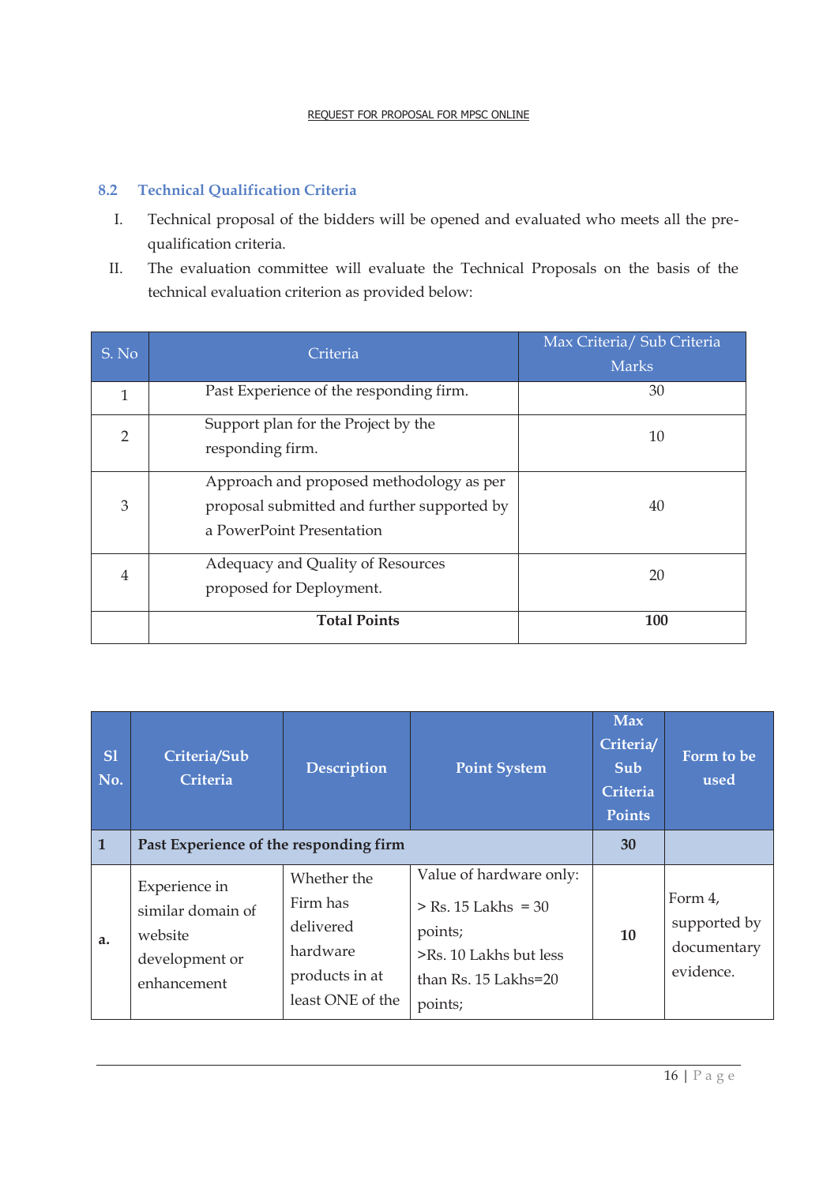## 8.2 Technical Qualification Criteria

I. Technical proposal of the bidders will be opened and evaluated who meets all the pre-qualification criteria.

II. The evaluation committee will evaluate the Technical Proposals on the basis of the technical evaluation criterion as provided below:

| S. No | Criteria | Max Criteria/ Sub Criteria Marks |
|---|---|---|
| 1 | Past Experience of the responding firm. | 30 |
| 2 | Support plan for the Project by the responding firm. | 10 |
| 3 | Approach and proposed methodology as per proposal submitted and further supported by a PowerPoint Presentation | 40 |
| 4 | Adequacy and Quality of Resources proposed for Deployment. | 20 |
| | **Total Points** | **100** |

| Sl No. | Criteria/Sub Criteria | Description | Point System | Max Criteria/ Sub Criteria Points | Form to be used |
|---|---|---|---|---|---|
| **1** | **Past Experience of the responding firm** | | | **30** | |
| **a.** | Experience in similar domain of website development or enhancement | Whether the Firm has delivered hardware products in at least ONE of the | Value of hardware only:<br>> Rs. 15 Lakhs = 30 points;<br>>Rs. 10 Lakhs but less than Rs. 15 Lakhs=20 points; | **10** | Form 4, supported by documentary evidence. |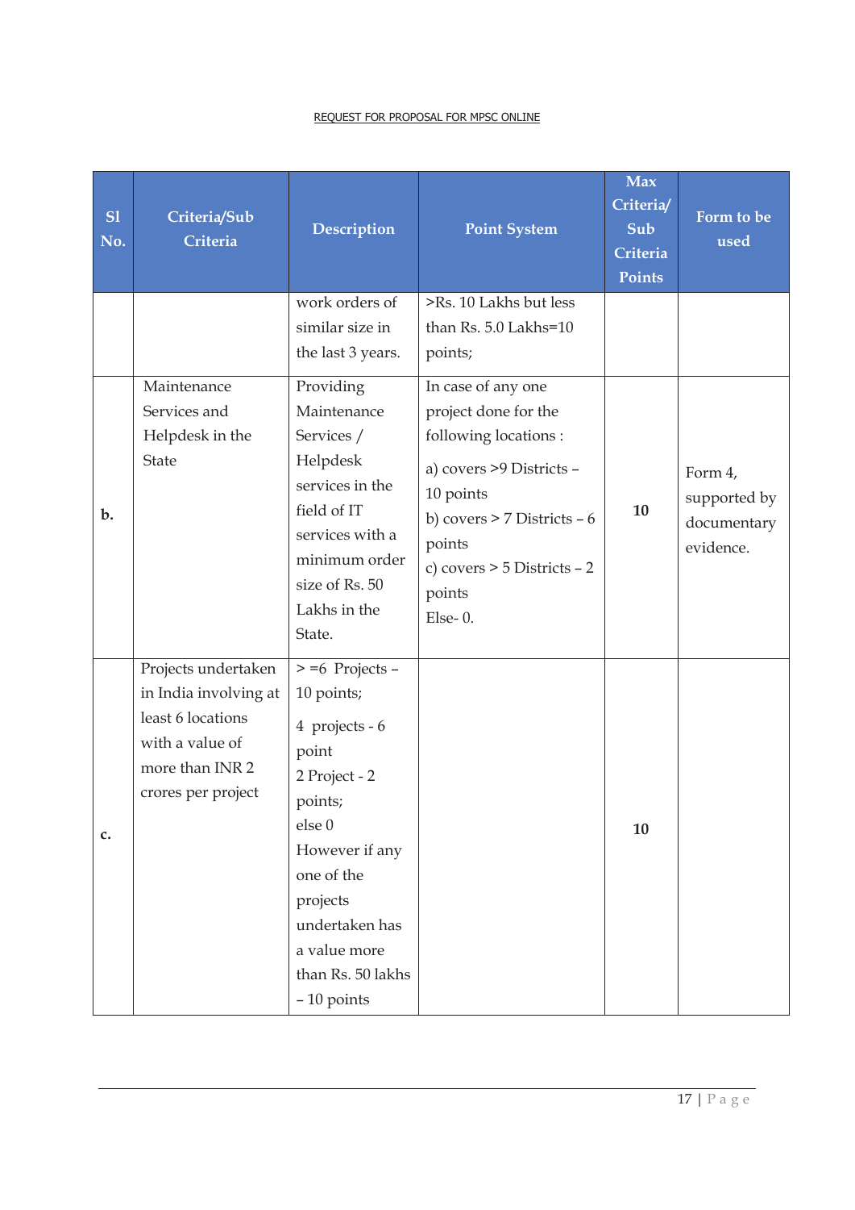| Sl No. | Criteria/Sub Criteria | Description | Point System | Max Criteria/ Sub Criteria Points | Form to be used |
|---|---|---|---|---|---|
| | | work orders of similar size in the last 3 years. | >Rs. 10 Lakhs but less than Rs. 5.0 Lakhs=10 points; | | |
| b. | Maintenance Services and Helpdesk in the State | Providing Maintenance Services / Helpdesk services in the field of IT services with a minimum order size of Rs. 50 Lakhs in the State. | In case of any one project done for the following locations :<br>a) covers >9 Districts – 10 points<br>b) covers > 7 Districts – 6 points<br>c) covers > 5 Districts – 2 points<br>Else- 0. | **10** | Form 4, supported by documentary evidence. |
| c. | Projects undertaken in India involving at least 6 locations with a value of more than INR 2 crores per project | > =6 Projects – 10 points;<br>4 projects - 6 point<br>2 Project - 2 points;<br>else 0<br>However if any one of the projects undertaken has a value more than Rs. 50 lakhs – 10 points | | **10** | |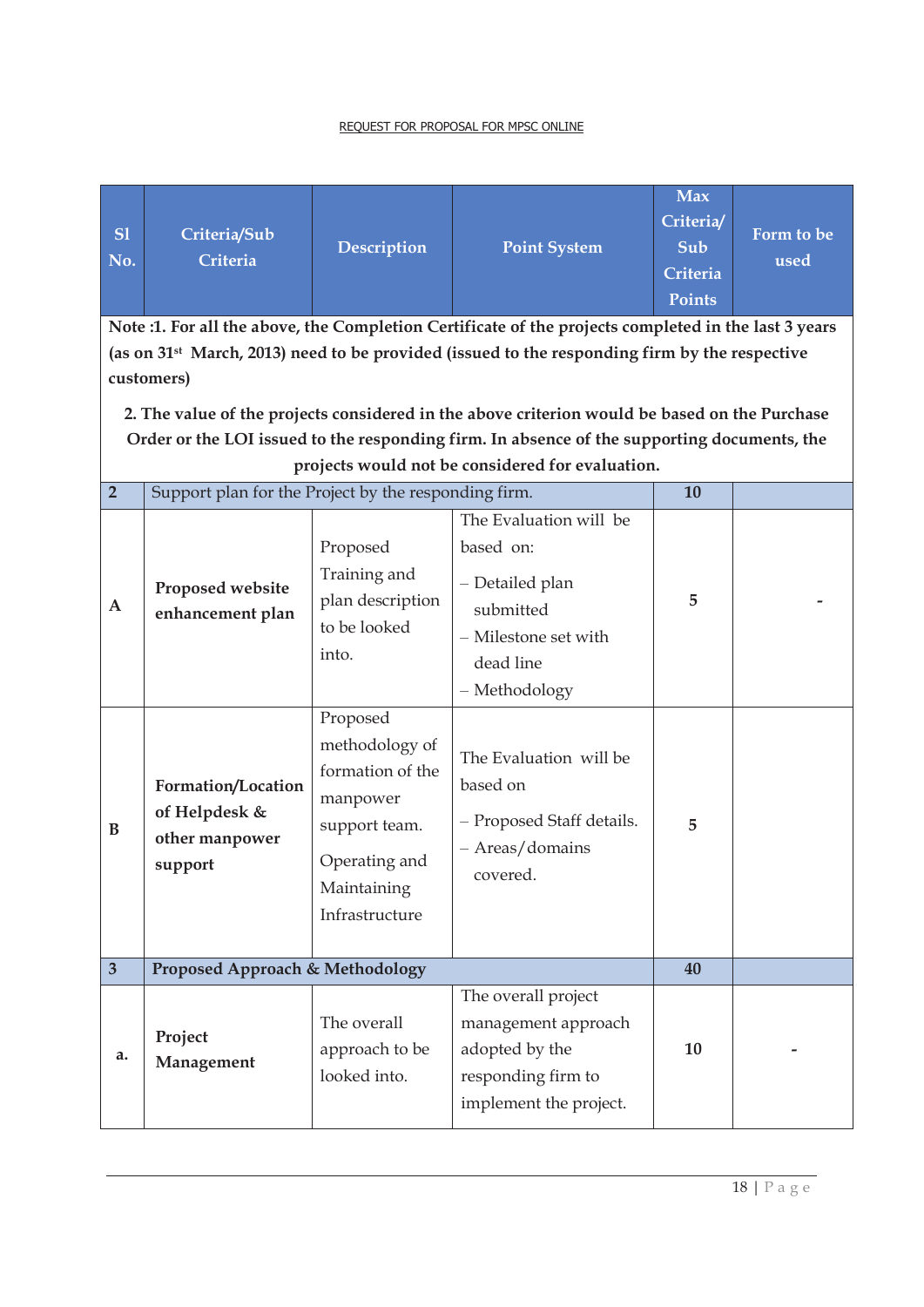| Sl No. | Criteria/Sub Criteria | Description | Point System | Max Criteria/ Sub Criteria Points | Form to be used |
|---|---|---|---|---|---|
| **Note :1. For all the above, the Completion Certificate of the projects completed in the last 3 years (as on 31st March, 2013) need to be provided (issued to the responding firm by the respective customers)**<br><br>**2. The value of the projects considered in the above criterion would be based on the Purchase Order or the LOI issued to the responding firm. In absence of the supporting documents, the projects would not be considered for evaluation.** | | | | | |
| 2 | Support plan for the Project by the responding firm. | | | 10 | |
| A | **Proposed website enhancement plan** | Proposed Training and plan description to be looked into. | The Evaluation will be based on:<br>– Detailed plan submitted<br>– Milestone set with dead line<br>– Methodology | 5 | - |
| B | **Formation/Location of Helpdesk & other manpower support** | Proposed methodology of formation of the manpower support team.<br>Operating and Maintaining Infrastructure | The Evaluation will be based on<br>– Proposed Staff details.<br>– Areas/domains covered. | 5 | |
| 3 | **Proposed Approach & Methodology** | | | 40 | |
| a. | **Project Management** | The overall approach to be looked into. | The overall project management approach adopted by the responding firm to implement the project. | 10 | - |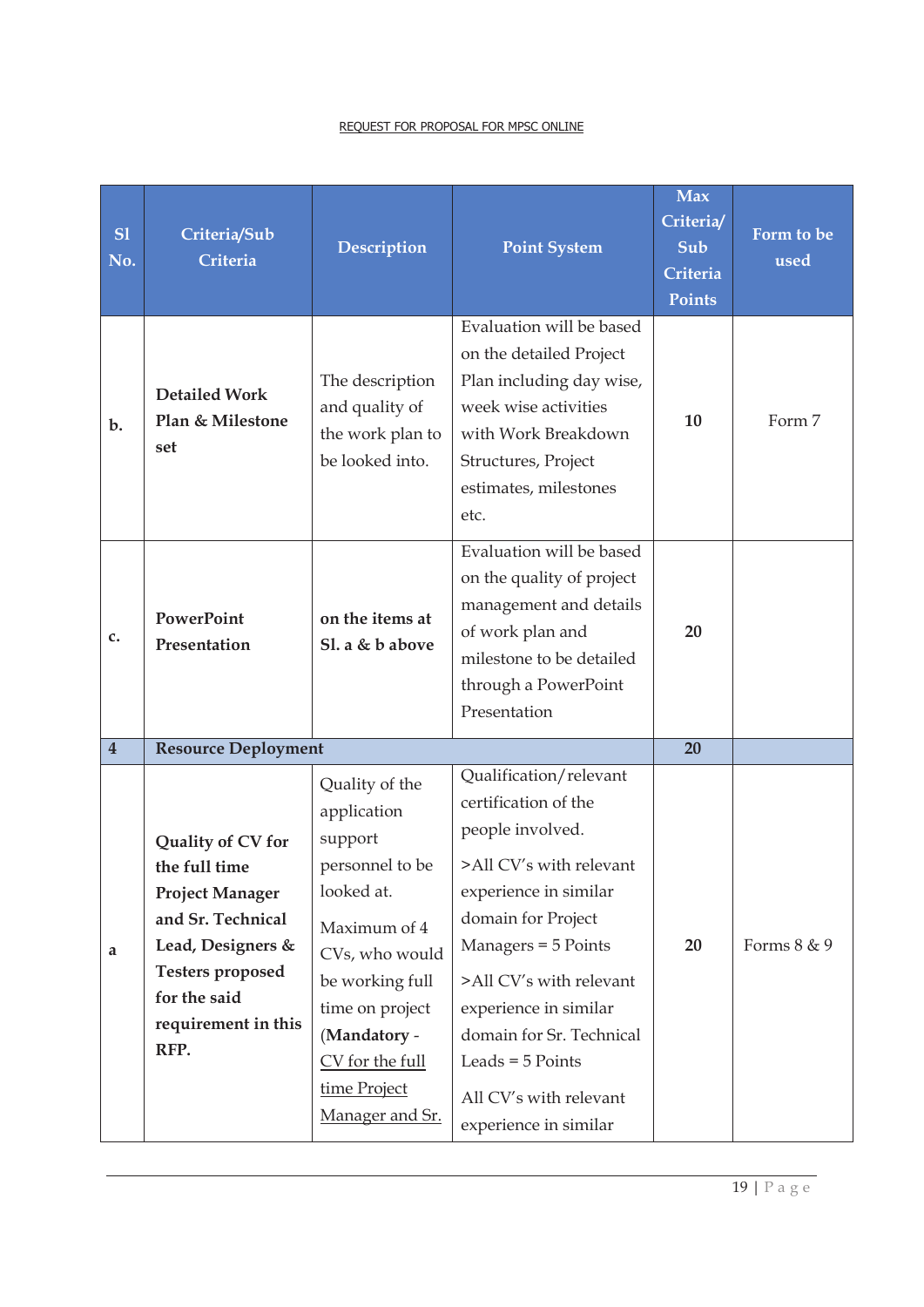| Sl No. | Criteria/Sub Criteria | Description | Point System | Max Criteria/ Sub Criteria Points | Form to be used |
|---|---|---|---|---|---|
| b. | **Detailed Work Plan & Milestone set** | The description and quality of the work plan to be looked into. | Evaluation will be based on the detailed Project Plan including day wise, week wise activities with Work Breakdown Structures, Project estimates, milestones etc. | **10** | Form 7 |
| c. | **PowerPoint Presentation** | **on the items at Sl. a & b above** | Evaluation will be based on the quality of project management and details of work plan and milestone to be detailed through a PowerPoint Presentation | **20** | |
| **4** | **Resource Deployment** | | | **20** | |
| a | **Quality of CV for the full time Project Manager and Sr. Technical Lead, Designers & Testers proposed for the said requirement in this RFP.** | Quality of the application support personnel to be looked at.<br><br>Maximum of 4 CVs, who would be working full time on project (**Mandatory** - <u>CV for the full time Project Manager and Sr.</u> | Qualification/relevant certification of the people involved.<br><br>>All CV's with relevant experience in similar domain for Project Managers = 5 Points<br><br>>All CV's with relevant experience in similar domain for Sr. Technical Leads = 5 Points<br><br>All CV's with relevant experience in similar | **20** | Forms 8 & 9 |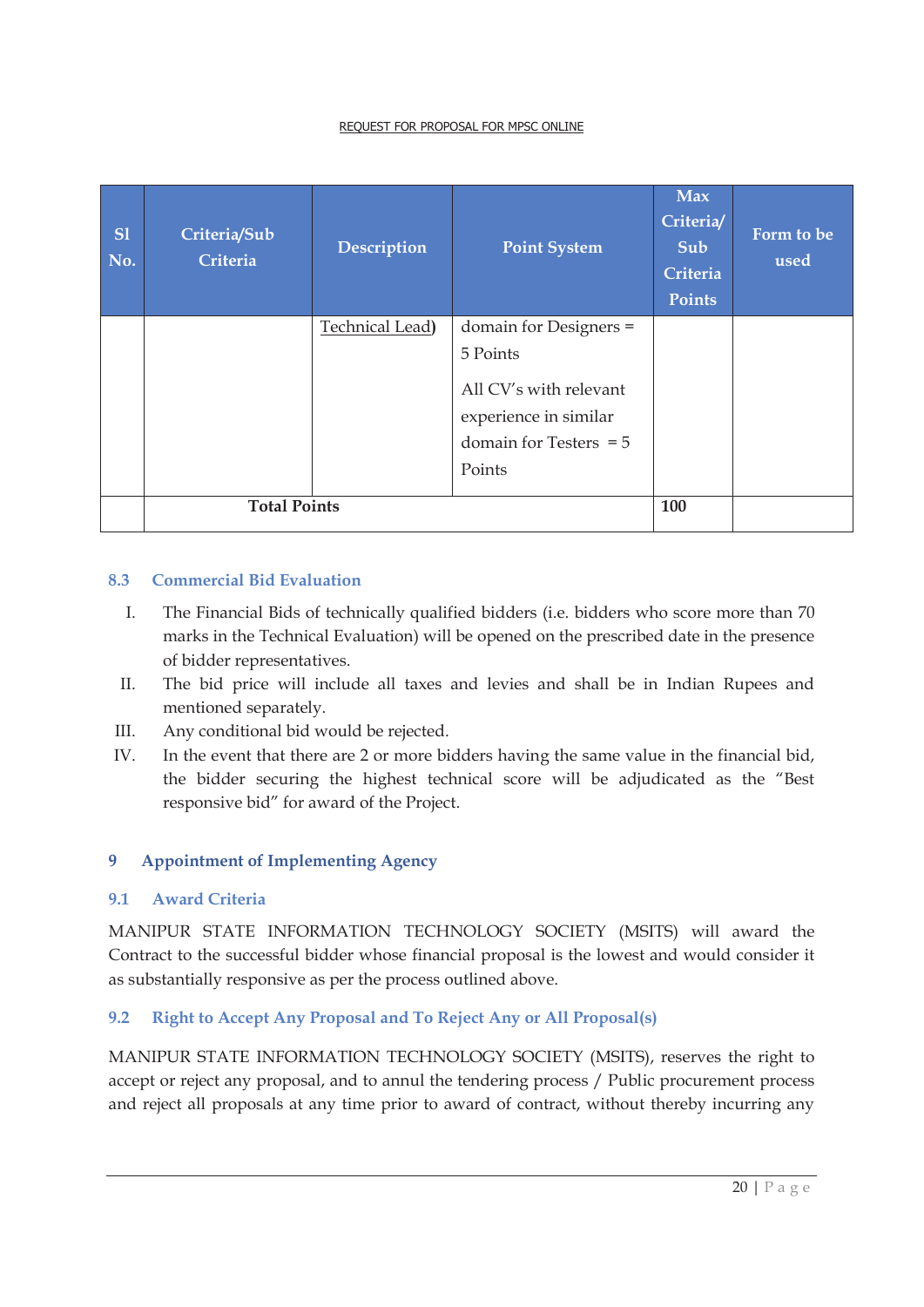| Sl No. | Criteria/Sub Criteria | Description | Point System | Max Criteria/ Sub Criteria Points | Form to be used |
|---|---|---|---|---|---|
| | | Technical Lead) | domain for Designers = 5 Points<br><br>All CV's with relevant experience in similar domain for Testers = 5 Points | | |
| | **Total Points** | | | **100** | |

### 8.3 Commercial Bid Evaluation

I. The Financial Bids of technically qualified bidders (i.e. bidders who score more than 70 marks in the Technical Evaluation) will be opened on the prescribed date in the presence of bidder representatives.

II. The bid price will include all taxes and levies and shall be in Indian Rupees and mentioned separately.

III. Any conditional bid would be rejected.

IV. In the event that there are 2 or more bidders having the same value in the financial bid, the bidder securing the highest technical score will be adjudicated as the "Best responsive bid" for award of the Project.

## 9 Appointment of Implementing Agency

### 9.1 Award Criteria

MANIPUR STATE INFORMATION TECHNOLOGY SOCIETY (MSITS) will award the Contract to the successful bidder whose financial proposal is the lowest and would consider it as substantially responsive as per the process outlined above.

### 9.2 Right to Accept Any Proposal and To Reject Any or All Proposal(s)

MANIPUR STATE INFORMATION TECHNOLOGY SOCIETY (MSITS), reserves the right to accept or reject any proposal, and to annul the tendering process / Public procurement process and reject all proposals at any time prior to award of contract, without thereby incurring any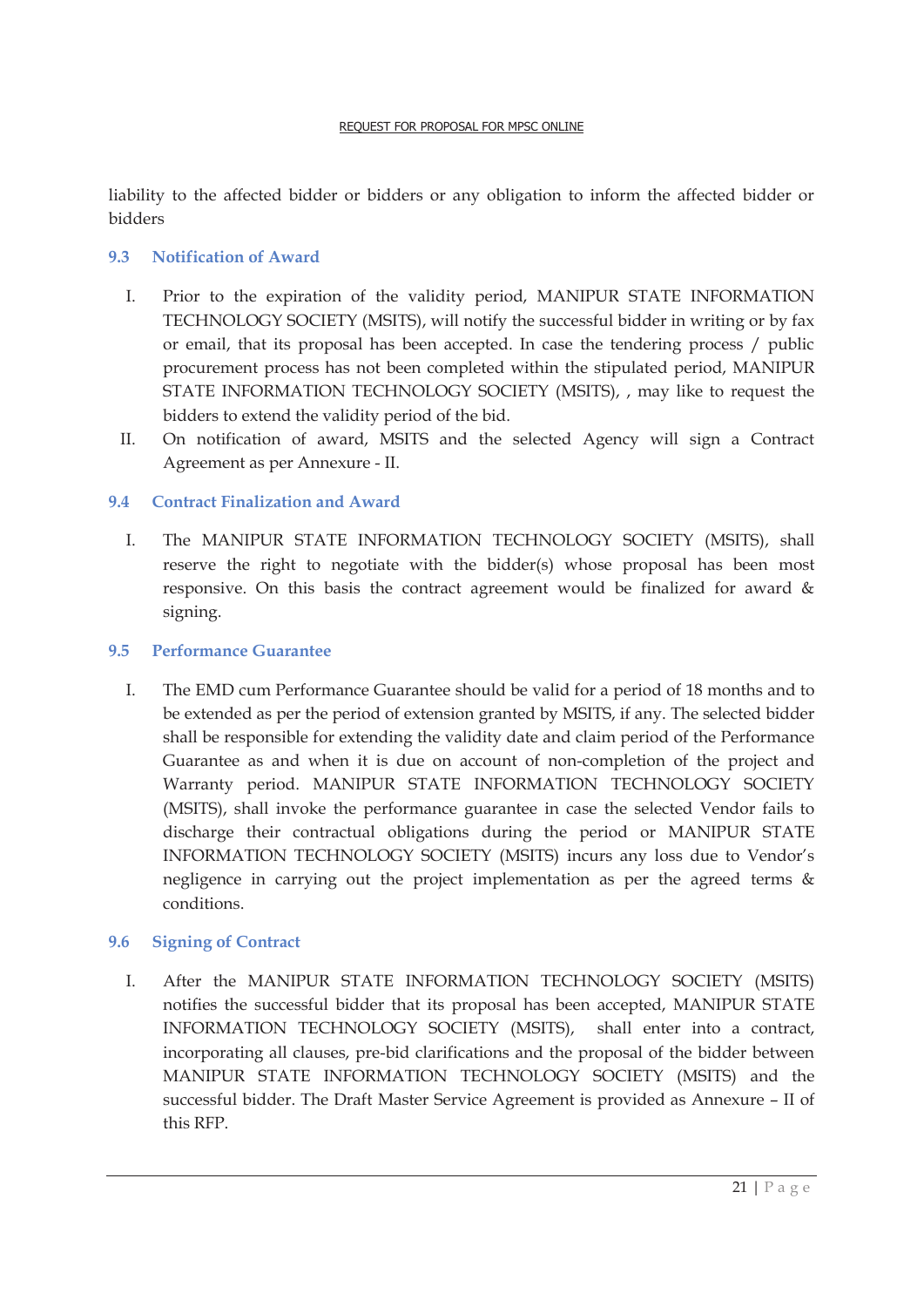liability to the affected bidder or bidders or any obligation to inform the affected bidder or bidders

### 9.3 Notification of Award

I. Prior to the expiration of the validity period, MANIPUR STATE INFORMATION TECHNOLOGY SOCIETY (MSITS), will notify the successful bidder in writing or by fax or email, that its proposal has been accepted. In case the tendering process / public procurement process has not been completed within the stipulated period, MANIPUR STATE INFORMATION TECHNOLOGY SOCIETY (MSITS), , may like to request the bidders to extend the validity period of the bid.

II. On notification of award, MSITS and the selected Agency will sign a Contract Agreement as per Annexure - II.

### 9.4 Contract Finalization and Award

I. The MANIPUR STATE INFORMATION TECHNOLOGY SOCIETY (MSITS), shall reserve the right to negotiate with the bidder(s) whose proposal has been most responsive. On this basis the contract agreement would be finalized for award & signing.

### 9.5 Performance Guarantee

I. The EMD cum Performance Guarantee should be valid for a period of 18 months and to be extended as per the period of extension granted by MSITS, if any. The selected bidder shall be responsible for extending the validity date and claim period of the Performance Guarantee as and when it is due on account of non-completion of the project and Warranty period. MANIPUR STATE INFORMATION TECHNOLOGY SOCIETY (MSITS), shall invoke the performance guarantee in case the selected Vendor fails to discharge their contractual obligations during the period or MANIPUR STATE INFORMATION TECHNOLOGY SOCIETY (MSITS) incurs any loss due to Vendor's negligence in carrying out the project implementation as per the agreed terms & conditions.

### 9.6 Signing of Contract

I. After the MANIPUR STATE INFORMATION TECHNOLOGY SOCIETY (MSITS) notifies the successful bidder that its proposal has been accepted, MANIPUR STATE INFORMATION TECHNOLOGY SOCIETY (MSITS), shall enter into a contract, incorporating all clauses, pre-bid clarifications and the proposal of the bidder between MANIPUR STATE INFORMATION TECHNOLOGY SOCIETY (MSITS) and the successful bidder. The Draft Master Service Agreement is provided as Annexure – II of this RFP.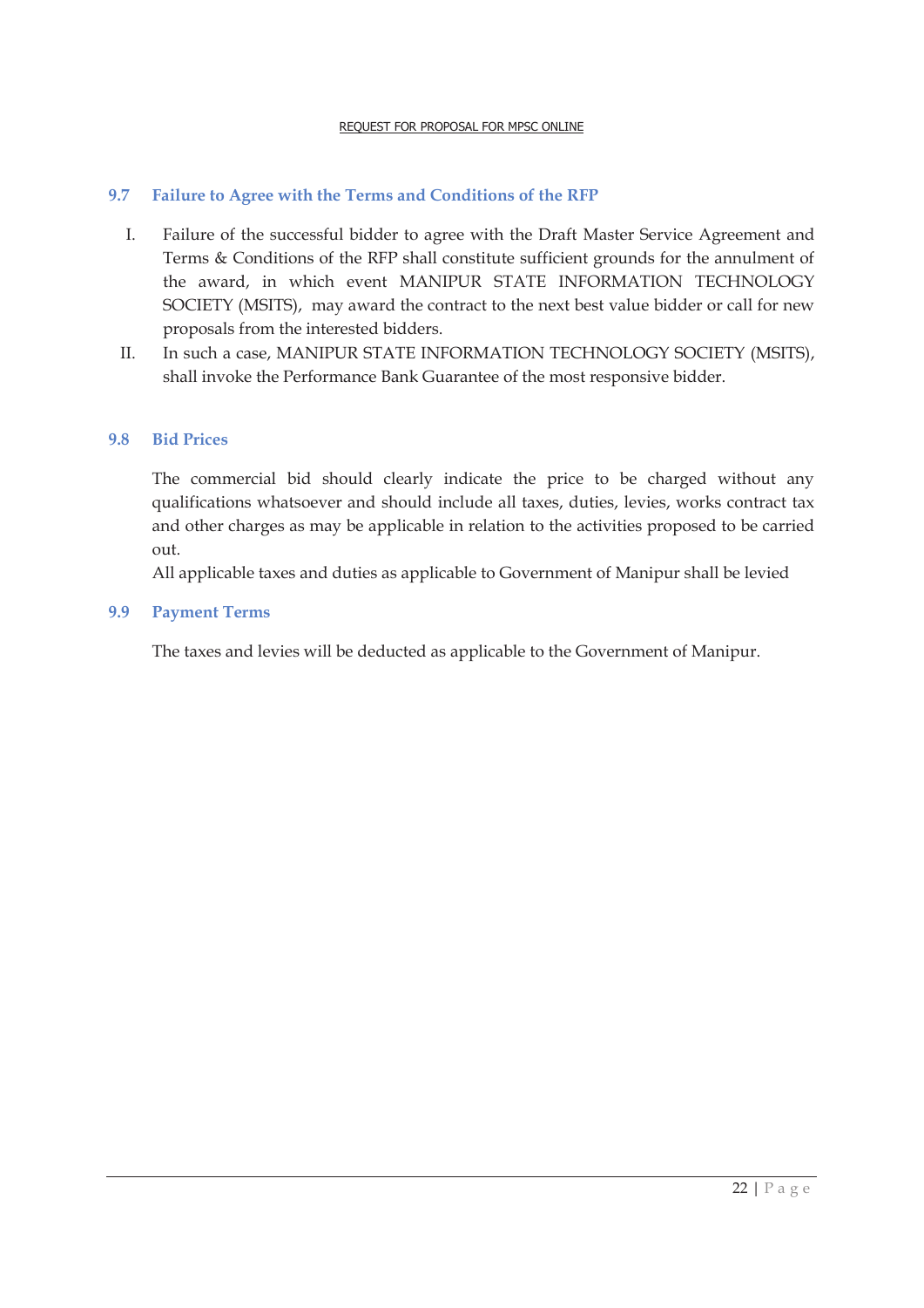### 9.7 Failure to Agree with the Terms and Conditions of the RFP

I. Failure of the successful bidder to agree with the Draft Master Service Agreement and Terms & Conditions of the RFP shall constitute sufficient grounds for the annulment of the award, in which event MANIPUR STATE INFORMATION TECHNOLOGY SOCIETY (MSITS), may award the contract to the next best value bidder or call for new proposals from the interested bidders.

II. In such a case, MANIPUR STATE INFORMATION TECHNOLOGY SOCIETY (MSITS), shall invoke the Performance Bank Guarantee of the most responsive bidder.

### 9.8 Bid Prices

The commercial bid should clearly indicate the price to be charged without any qualifications whatsoever and should include all taxes, duties, levies, works contract tax and other charges as may be applicable in relation to the activities proposed to be carried out.

All applicable taxes and duties as applicable to Government of Manipur shall be levied

### 9.9 Payment Terms

The taxes and levies will be deducted as applicable to the Government of Manipur.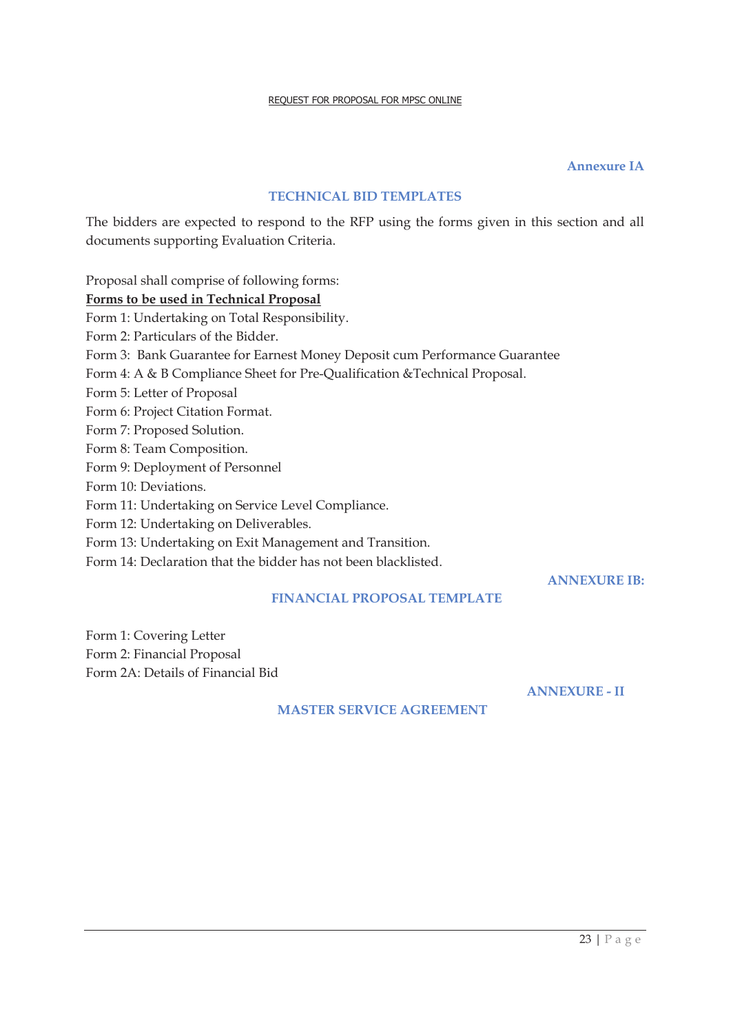**Annexure IA**

## TECHNICAL BID TEMPLATES

The bidders are expected to respond to the RFP using the forms given in this section and all documents supporting Evaluation Criteria.

Proposal shall comprise of following forms:

**Forms to be used in Technical Proposal**

Form 1: Undertaking on Total Responsibility.
Form 2: Particulars of the Bidder.
Form 3: Bank Guarantee for Earnest Money Deposit cum Performance Guarantee
Form 4: A & B Compliance Sheet for Pre-Qualification &Technical Proposal.
Form 5: Letter of Proposal
Form 6: Project Citation Format.
Form 7: Proposed Solution.
Form 8: Team Composition.
Form 9: Deployment of Personnel
Form 10: Deviations.
Form 11: Undertaking on Service Level Compliance.
Form 12: Undertaking on Deliverables.
Form 13: Undertaking on Exit Management and Transition.
Form 14: Declaration that the bidder has not been blacklisted.

**ANNEXURE IB:**

## FINANCIAL PROPOSAL TEMPLATE

Form 1: Covering Letter
Form 2: Financial Proposal
Form 2A: Details of Financial Bid

**ANNEXURE - II**

## MASTER SERVICE AGREEMENT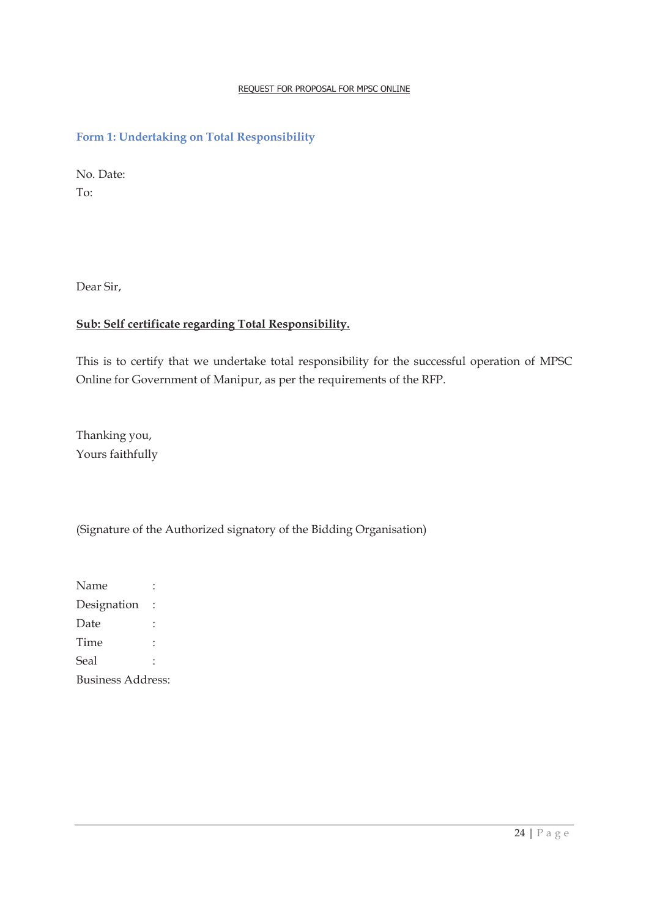## Form 1: Undertaking on Total Responsibility

No. Date:

To:

Dear Sir,

**Sub: Self certificate regarding Total Responsibility.**

This is to certify that we undertake total responsibility for the successful operation of MPSC Online for Government of Manipur, as per the requirements of the RFP.

Thanking you,

Yours faithfully

(Signature of the Authorized signatory of the Bidding Organisation)

Name :

Designation :

Date :

Time :

Seal :

Business Address: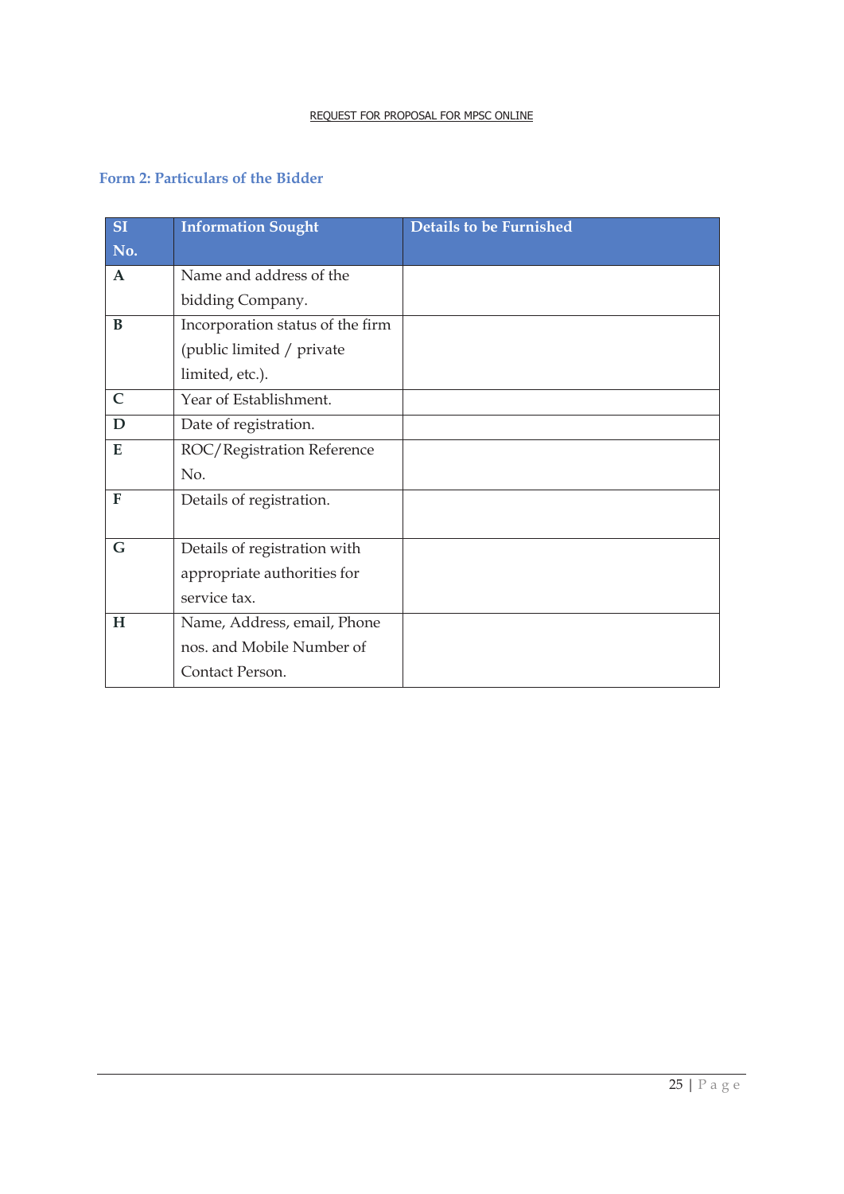## Form 2: Particulars of the Bidder

| SI No. | Information Sought | Details to be Furnished |
|---|---|---|
| **A** | Name and address of the bidding Company. | |
| **B** | Incorporation status of the firm (public limited / private limited, etc.). | |
| **C** | Year of Establishment. | |
| **D** | Date of registration. | |
| **E** | ROC/Registration Reference No. | |
| **F** | Details of registration. | |
| **G** | Details of registration with appropriate authorities for service tax. | |
| **H** | Name, Address, email, Phone nos. and Mobile Number of Contact Person. | |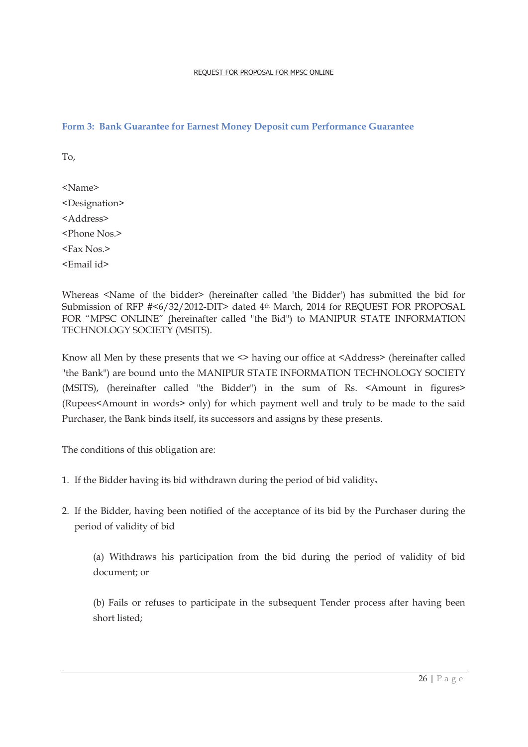### Form 3: Bank Guarantee for Earnest Money Deposit cum Performance Guarantee

To,

<Name>
<Designation>
<Address>
<Phone Nos.>
<Fax Nos.>
<Email id>

Whereas <Name of the bidder> (hereinafter called 'the Bidder') has submitted the bid for Submission of RFP #<6/32/2012-DIT> dated 4th March, 2014 for REQUEST FOR PROPOSAL FOR "MPSC ONLINE" (hereinafter called "the Bid") to MANIPUR STATE INFORMATION TECHNOLOGY SOCIETY (MSITS).

Know all Men by these presents that we <> having our office at <Address> (hereinafter called "the Bank") are bound unto the MANIPUR STATE INFORMATION TECHNOLOGY SOCIETY (MSITS), (hereinafter called "the Bidder") in the sum of Rs. <Amount in figures> (Rupees<Amount in words> only) for which payment well and truly to be made to the said Purchaser, the Bank binds itself, its successors and assigns by these presents.

The conditions of this obligation are:

1. If the Bidder having its bid withdrawn during the period of bid validity.
2. If the Bidder, having been notified of the acceptance of its bid by the Purchaser during the period of validity of bid

   (a) Withdraws his participation from the bid during the period of validity of bid document; or

   (b) Fails or refuses to participate in the subsequent Tender process after having been short listed;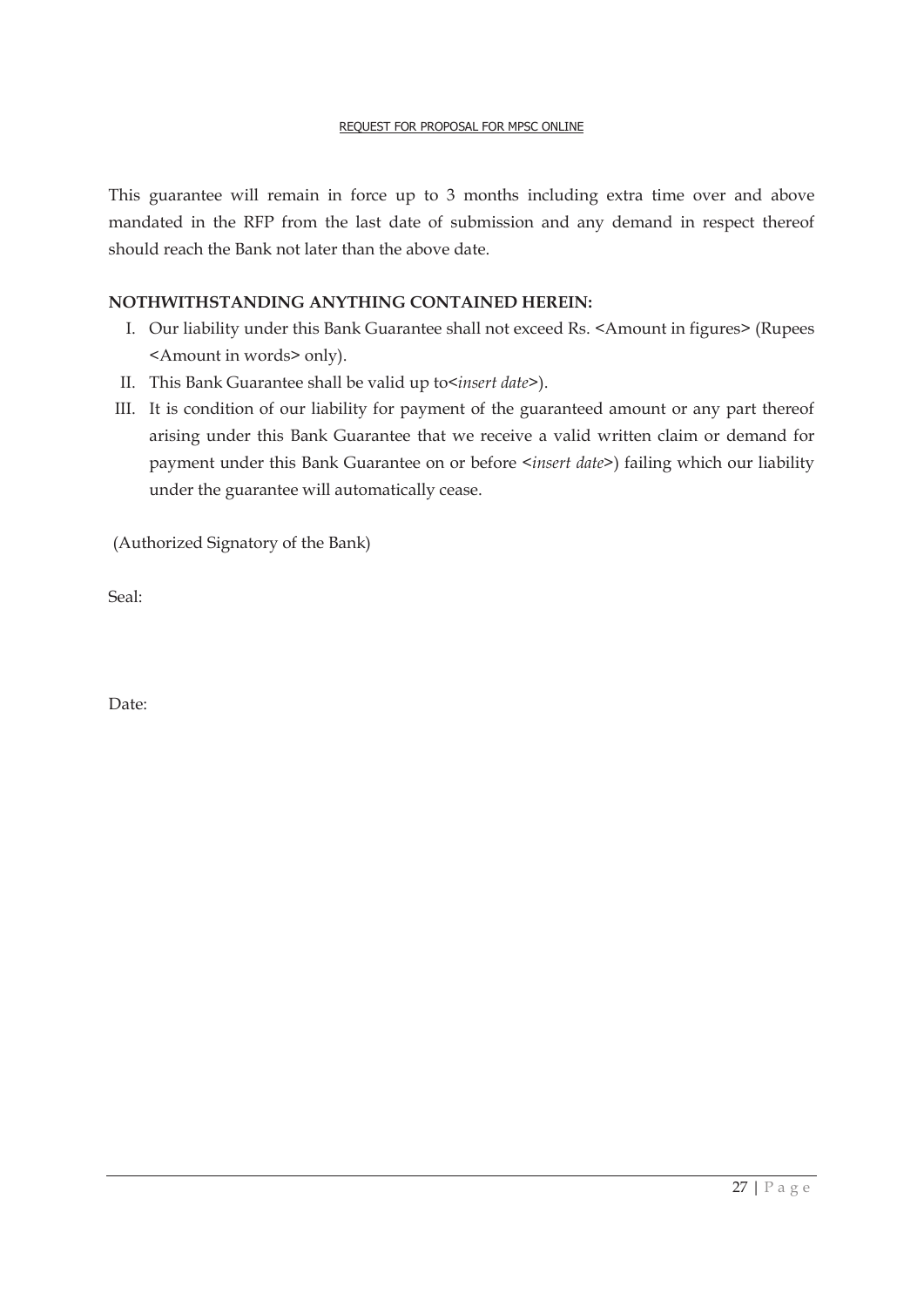This guarantee will remain in force up to 3 months including extra time over and above mandated in the RFP from the last date of submission and any demand in respect thereof should reach the Bank not later than the above date.

**NOTHWITHSTANDING ANYTHING CONTAINED HEREIN:**

I. Our liability under this Bank Guarantee shall not exceed Rs. <Amount in figures> (Rupees <Amount in words> only).
II. This Bank Guarantee shall be valid up to<*insert date*>).
III. It is condition of our liability for payment of the guaranteed amount or any part thereof arising under this Bank Guarantee that we receive a valid written claim or demand for payment under this Bank Guarantee on or before <*insert date*>) failing which our liability under the guarantee will automatically cease.

(Authorized Signatory of the Bank)

Seal:

Date: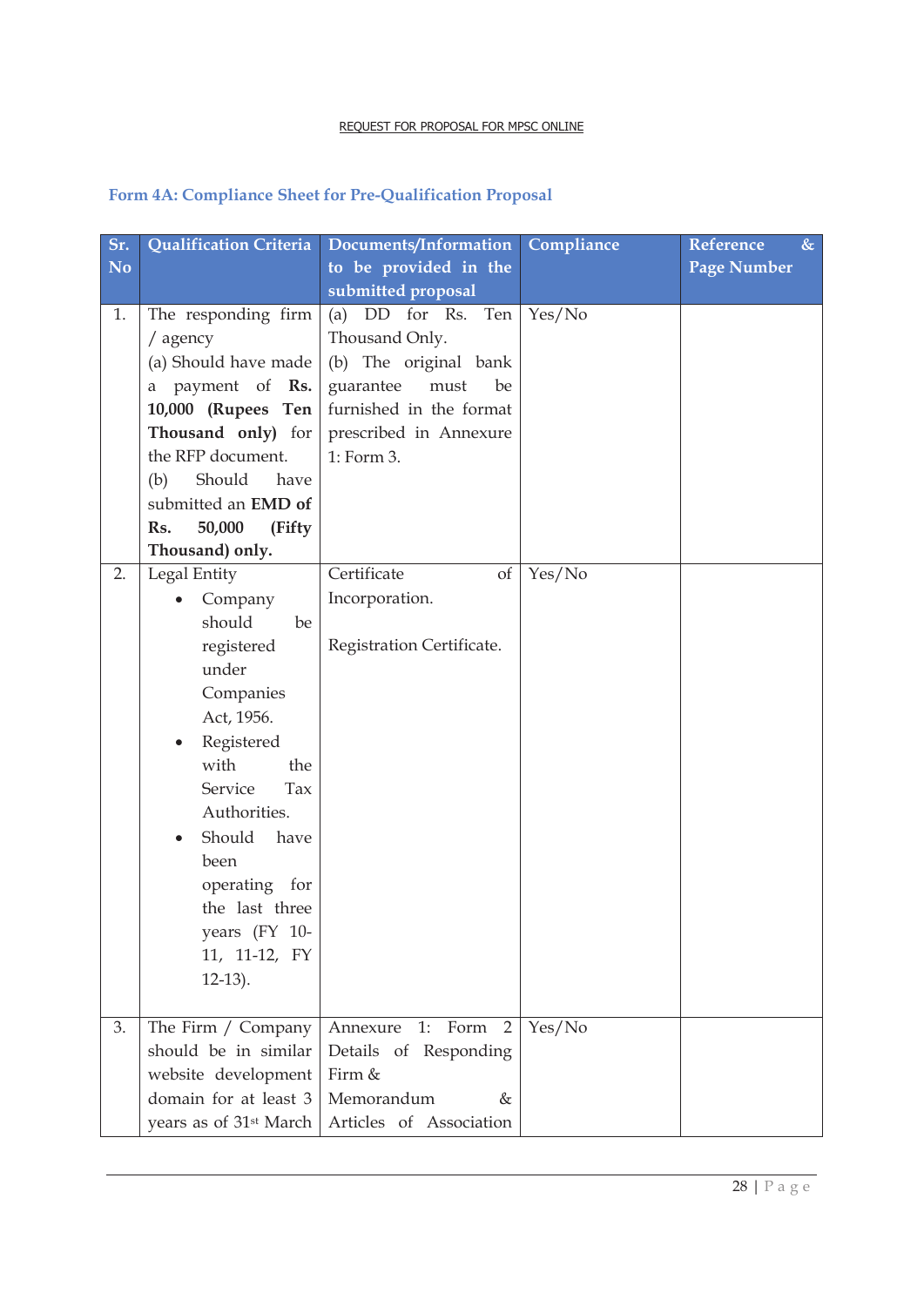## Form 4A: Compliance Sheet for Pre-Qualification Proposal

| Sr. No | Qualification Criteria | Documents/Information to be provided in the submitted proposal | Compliance | Reference & Page Number |
|---|---|---|---|---|
| 1. | The responding firm / agency<br>(a) Should have made a payment of **Rs. 10,000 (Rupees Ten Thousand only)** for the RFP document.<br>(b) Should have submitted an **EMD of Rs. 50,000 (Fifty Thousand) only.** | (a) DD for Rs. Ten Thousand Only.<br>(b) The original bank guarantee must be furnished in the format prescribed in Annexure 1: Form 3. | Yes/No | |
| 2. | Legal Entity<br>• Company should be registered under Companies Act, 1956.<br>• Registered with the Service Tax Authorities.<br>• Should have been operating for the last three years (FY 10-11, 11-12, FY 12-13). | Certificate of Incorporation.<br><br>Registration Certificate. | Yes/No | |
| 3. | The Firm / Company should be in similar website development domain for at least 3 years as of 31st March | Annexure 1: Form 2 Details of Responding Firm &<br>Memorandum & Articles of Association | Yes/No | |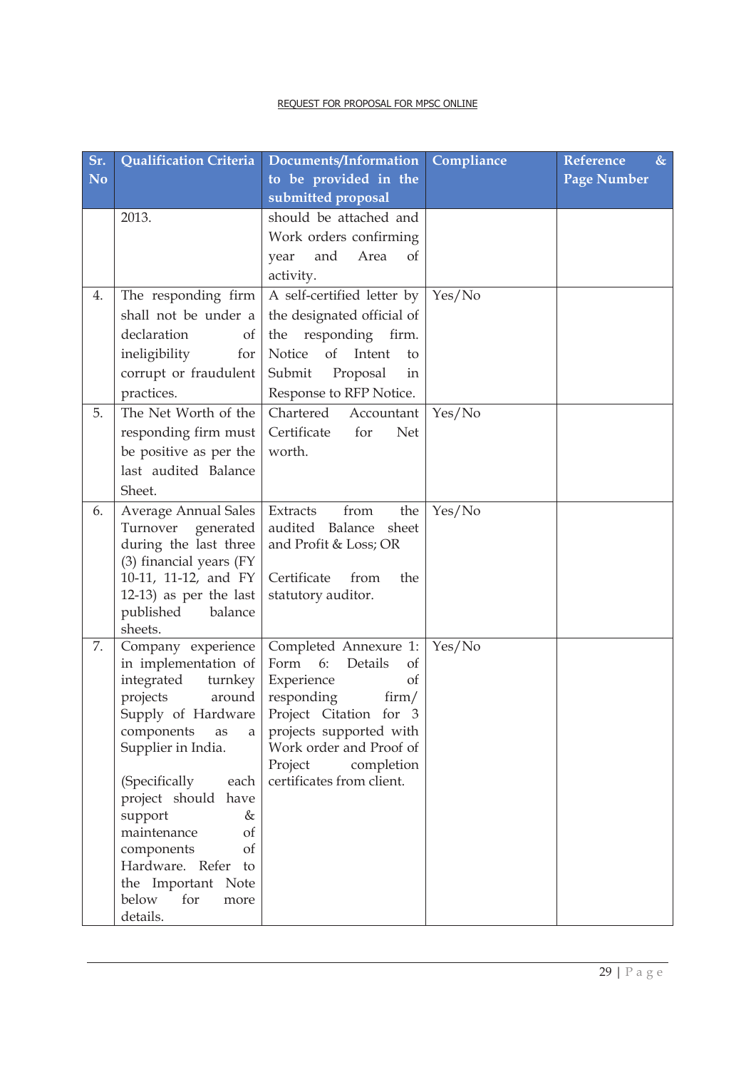| Sr. No | Qualification Criteria | Documents/Information to be provided in the submitted proposal | Compliance | Reference & Page Number |
|---|---|---|---|---|
| | 2013. | should be attached and Work orders confirming year and Area of activity. | | |
| 4. | The responding firm shall not be under a declaration of ineligibility for corrupt or fraudulent practices. | A self-certified letter by the designated official of the responding firm. Notice of Intent to Submit Proposal in Response to RFP Notice. | Yes/No | |
| 5. | The Net Worth of the responding firm must be positive as per the last audited Balance Sheet. | Chartered Accountant Certificate for Net worth. | Yes/No | |
| 6. | Average Annual Sales Turnover generated during the last three (3) financial years (FY 10-11, 11-12, and FY 12-13) as per the last published balance sheets. | Extracts from the audited Balance sheet and Profit & Loss; OR<br><br>Certificate from the statutory auditor. | Yes/No | |
| 7. | Company experience in implementation of integrated turnkey projects around Supply of Hardware components as a Supplier in India.<br><br>(Specifically each project should have support & maintenance of components of Hardware. Refer to the Important Note below for more details. | Completed Annexure 1: Form 6: Details of Experience of responding firm/ Project Citation for 3 projects supported with Work order and Proof of Project completion certificates from client. | Yes/No | |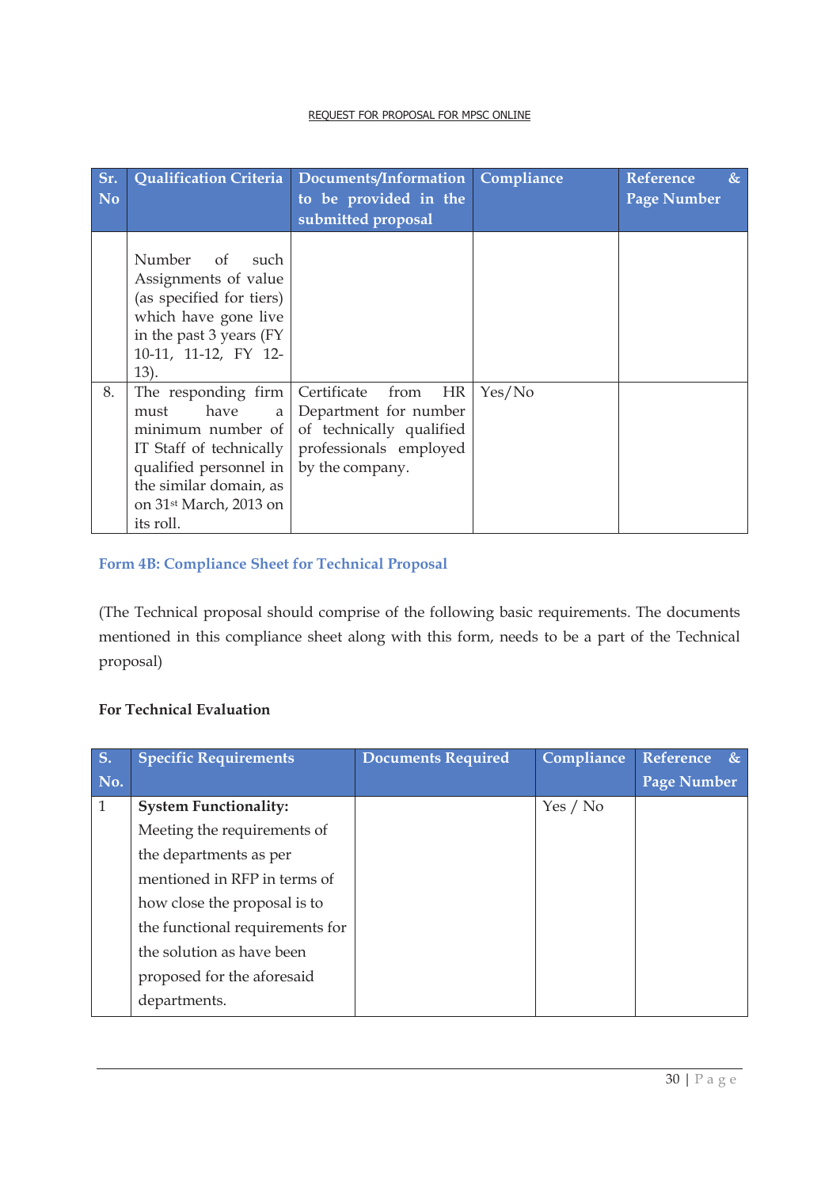| Sr. No | Qualification Criteria | Documents/Information to be provided in the submitted proposal | Compliance | Reference & Page Number |
|---|---|---|---|---|
| | Number of such Assignments of value (as specified for tiers) which have gone live in the past 3 years (FY 10-11, 11-12, FY 12-13). | | | |
| 8. | The responding firm must have a minimum number of IT Staff of technically qualified personnel in the similar domain, as on 31st March, 2013 on its roll. | Certificate from HR Department for number of technically qualified professionals employed by the company. | Yes/No | |

### Form 4B: Compliance Sheet for Technical Proposal

(The Technical proposal should comprise of the following basic requirements. The documents mentioned in this compliance sheet along with this form, needs to be a part of the Technical proposal)

**For Technical Evaluation**

| S. No. | Specific Requirements | Documents Required | Compliance | Reference & Page Number |
|---|---|---|---|---|
| 1 | **System Functionality:** Meeting the requirements of the departments as per mentioned in RFP in terms of how close the proposal is to the functional requirements for the solution as have been proposed for the aforesaid departments. | | Yes / No | |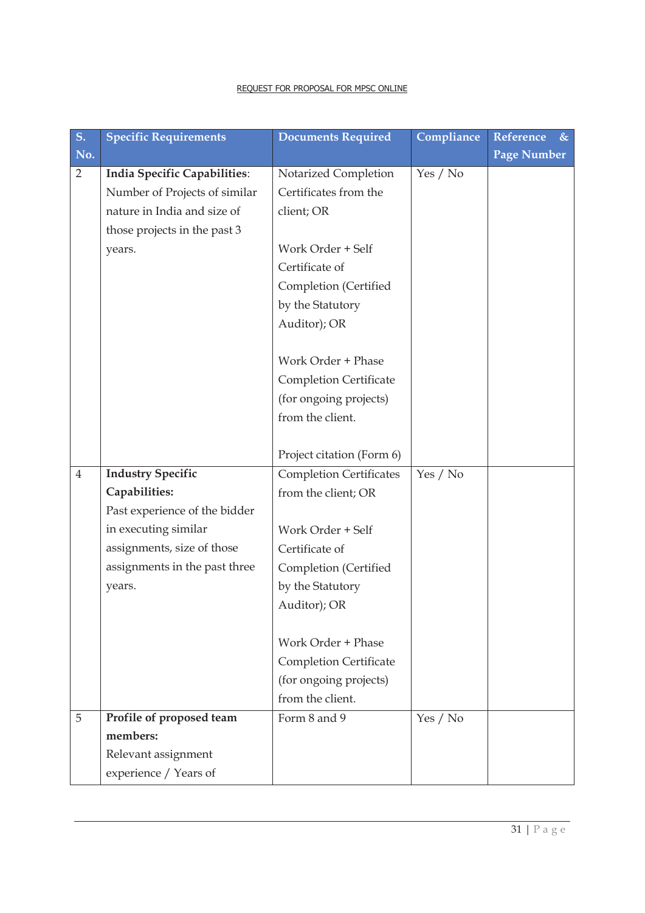| S. No. | Specific Requirements | Documents Required | Compliance | Reference & Page Number |
|---|---|---|---|---|
| 2 | **India Specific Capabilities**: Number of Projects of similar nature in India and size of those projects in the past 3 years. | Notarized Completion Certificates from the client; OR<br><br>Work Order + Self Certificate of Completion (Certified by the Statutory Auditor); OR<br><br>Work Order + Phase Completion Certificate (for ongoing projects) from the client.<br><br>Project citation (Form 6) | Yes / No | |
| 4 | **Industry Specific Capabilities:** Past experience of the bidder in executing similar assignments, size of those assignments in the past three years. | Completion Certificates from the client; OR<br><br>Work Order + Self Certificate of Completion (Certified by the Statutory Auditor); OR<br><br>Work Order + Phase Completion Certificate (for ongoing projects) from the client. | Yes / No | |
| 5 | **Profile of proposed team members:** Relevant assignment experience / Years of | Form 8 and 9 | Yes / No | |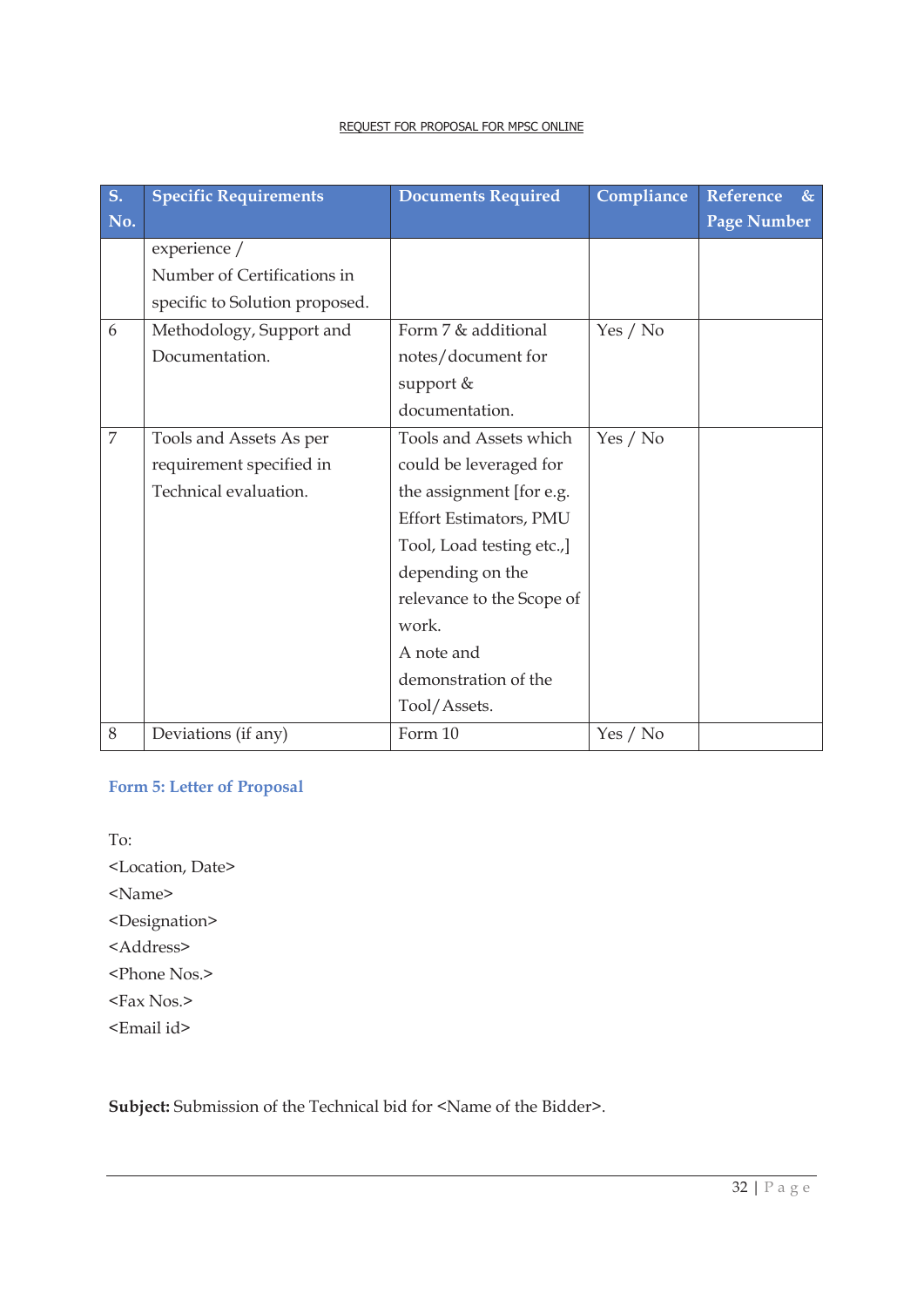| S. No. | Specific Requirements | Documents Required | Compliance | Reference & Page Number |
|---|---|---|---|---|
| | experience / Number of Certifications in specific to Solution proposed. | | | |
| 6 | Methodology, Support and Documentation. | Form 7 & additional notes/document for support & documentation. | Yes / No | |
| 7 | Tools and Assets As per requirement specified in Technical evaluation. | Tools and Assets which could be leveraged for the assignment [for e.g. Effort Estimators, PMU Tool, Load testing etc.,] depending on the relevance to the Scope of work. A note and demonstration of the Tool/Assets. | Yes / No | |
| 8 | Deviations (if any) | Form 10 | Yes / No | |

## Form 5: Letter of Proposal

To:
<Location, Date>
<Name>
<Designation>
<Address>
<Phone Nos.>
<Fax Nos.>
<Email id>

**Subject:** Submission of the Technical bid for <Name of the Bidder>.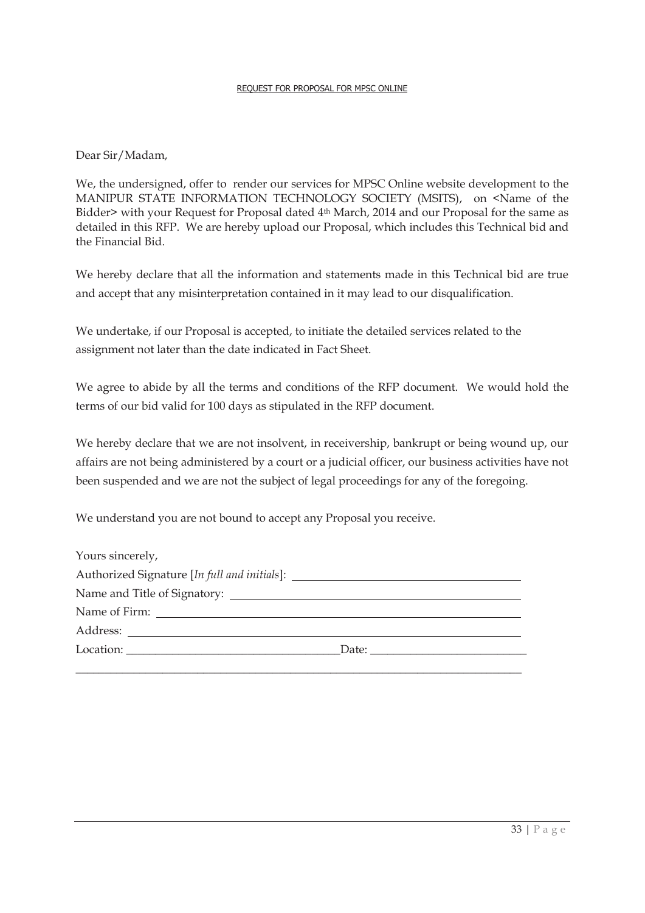Dear Sir/Madam,

We, the undersigned, offer to render our services for MPSC Online website development to the MANIPUR STATE INFORMATION TECHNOLOGY SOCIETY (MSITS), on <Name of the Bidder> with your Request for Proposal dated 4th March, 2014 and our Proposal for the same as detailed in this RFP. We are hereby upload our Proposal, which includes this Technical bid and the Financial Bid.

We hereby declare that all the information and statements made in this Technical bid are true and accept that any misinterpretation contained in it may lead to our disqualification.

We undertake, if our Proposal is accepted, to initiate the detailed services related to the assignment not later than the date indicated in Fact Sheet.

We agree to abide by all the terms and conditions of the RFP document. We would hold the terms of our bid valid for 100 days as stipulated in the RFP document.

We hereby declare that we are not insolvent, in receivership, bankrupt or being wound up, our affairs are not being administered by a court or a judicial officer, our business activities have not been suspended and we are not the subject of legal proceedings for any of the foregoing.

We understand you are not bound to accept any Proposal you receive.

Yours sincerely,

Authorized Signature [*In full and initials*]: ______________________________

Name and Title of Signatory: ______________________________

Name of Firm: ______________________________

Address: ______________________________

Location: ______________________________ Date: ______________________________

______________________________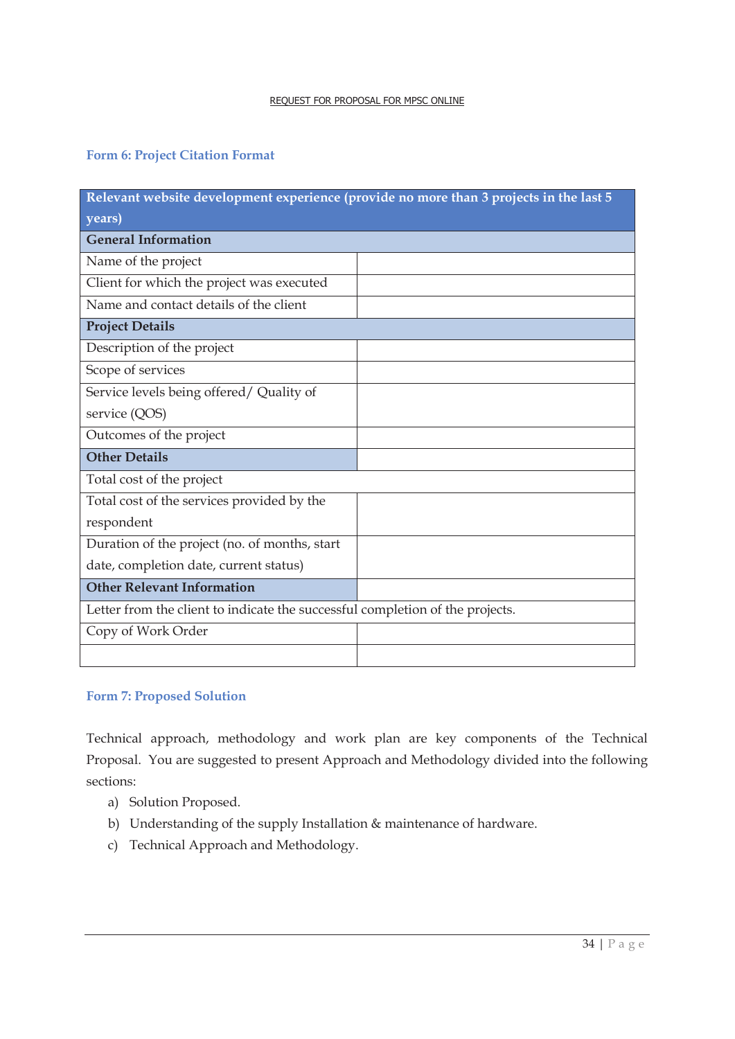### Form 6: Project Citation Format

| Relevant website development experience (provide no more than 3 projects in the last 5 years) | |
|---|---|
| **General Information** | |
| Name of the project | |
| Client for which the project was executed | |
| Name and contact details of the client | |
| **Project Details** | |
| Description of the project | |
| Scope of services | |
| Service levels being offered/ Quality of service (QOS) | |
| Outcomes of the project | |
| **Other Details** | |
| Total cost of the project | |
| Total cost of the services provided by the respondent | |
| Duration of the project (no. of months, start date, completion date, current status) | |
| **Other Relevant Information** | |
| Letter from the client to indicate the successful completion of the projects. | |
| Copy of Work Order | |
| | |

### Form 7: Proposed Solution

Technical approach, methodology and work plan are key components of the Technical Proposal. You are suggested to present Approach and Methodology divided into the following sections:

a) Solution Proposed.
b) Understanding of the supply Installation & maintenance of hardware.
c) Technical Approach and Methodology.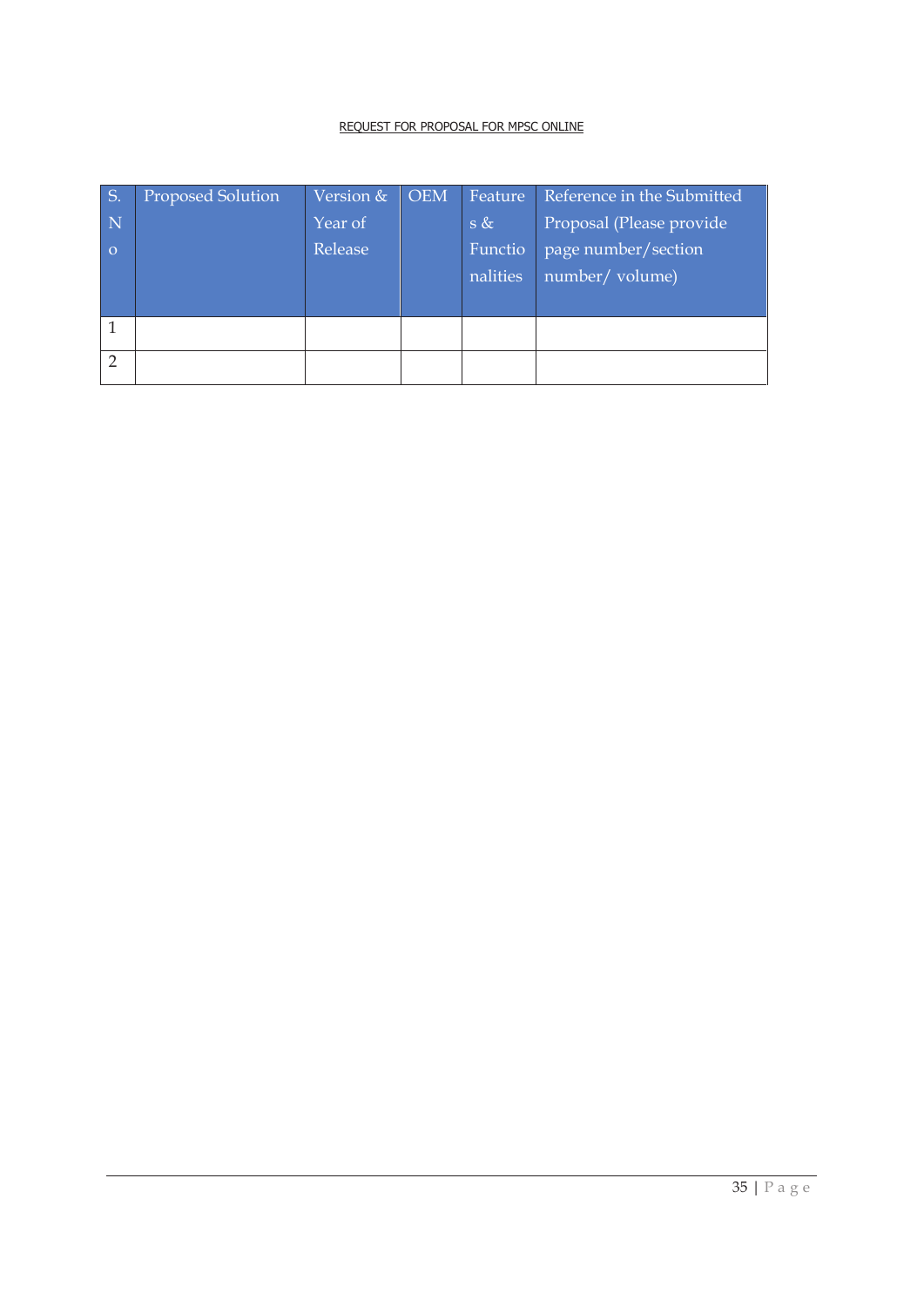| S. No | Proposed Solution | Version & Year of Release | OEM | Features & Functionalities | Reference in the Submitted Proposal (Please provide page number/section number/ volume) |
|---|---|---|---|---|---|
| 1 | | | | | |
| 2 | | | | | |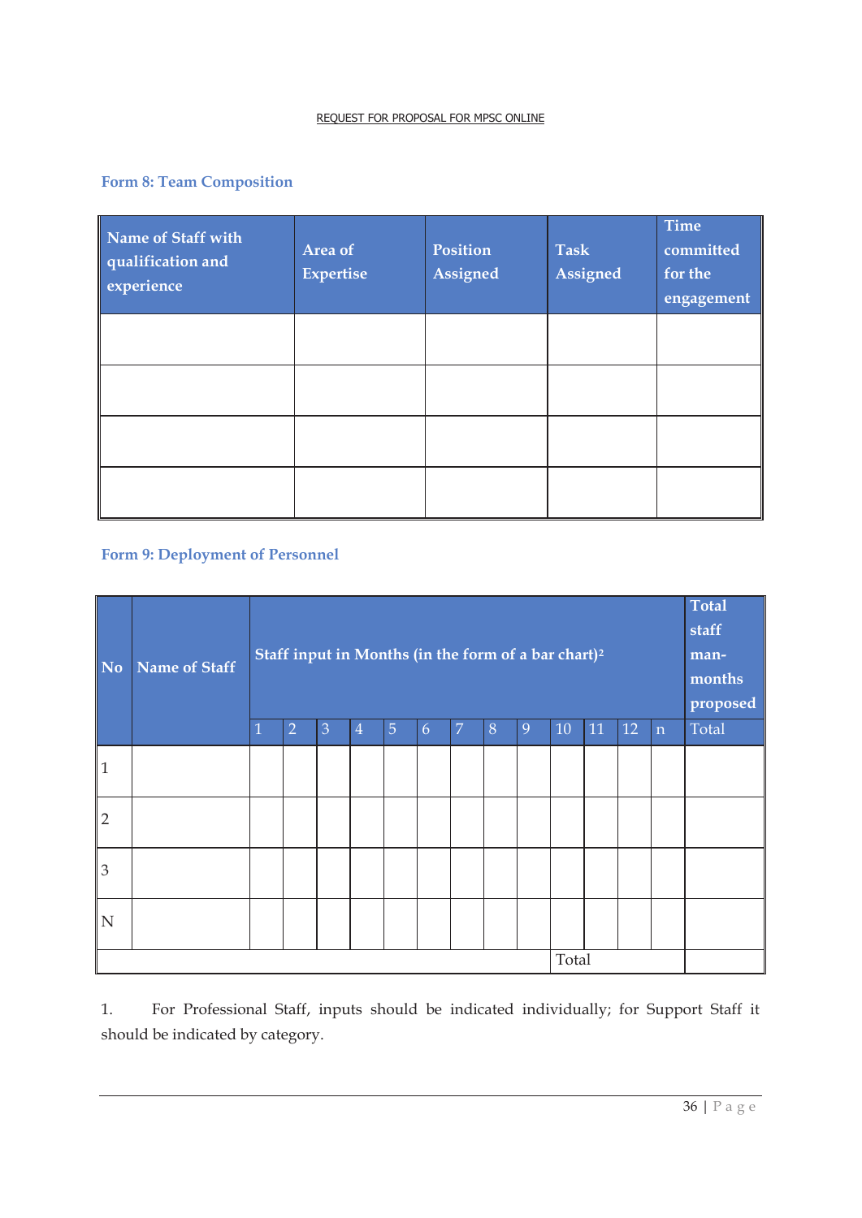### Form 8: Team Composition

| Name of Staff with qualification and experience | Area of Expertise | Position Assigned | Task Assigned | Time committed for the engagement |
|---|---|---|---|---|
| | | | | |
| | | | | |
| | | | | |
| | | | | |

### Form 9: Deployment of Personnel

| No | Name of Staff | Staff input in Months (in the form of a bar chart)[2] | | | | | | | | | | | | | Total staff man-months proposed |
|---|---|---|---|---|---|---|---|---|---|---|---|---|---|---|---|
| | | 1 | 2 | 3 | 4 | 5 | 6 | 7 | 8 | 9 | 10 | 11 | 12 | n | Total |
| 1 | | | | | | | | | | | | | | | |
| 2 | | | | | | | | | | | | | | | |
| 3 | | | | | | | | | | | | | | | |
| N | | | | | | | | | | | | | | | |
| | | | | | | | | | | | Total | | | | |

1. For Professional Staff, inputs should be indicated individually; for Support Staff it should be indicated by category.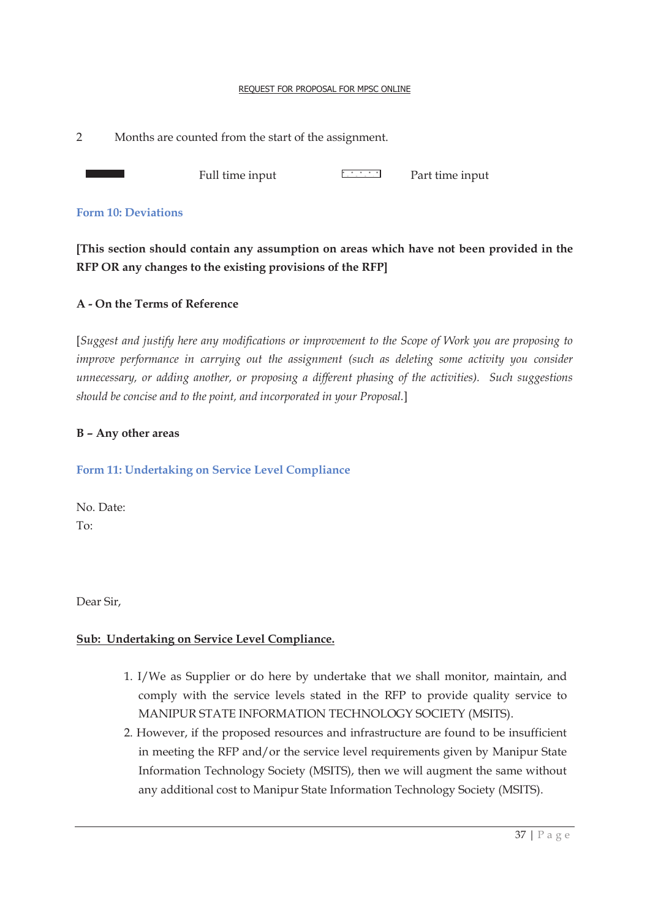2 Months are counted from the start of the assignment.

Full time input Part time input

### Form 10: Deviations

**[This section should contain any assumption on areas which have not been provided in the RFP OR any changes to the existing provisions of the RFP]**

**A - On the Terms of Reference**

[*Suggest and justify here any modifications or improvement to the Scope of Work you are proposing to improve performance in carrying out the assignment (such as deleting some activity you consider unnecessary, or adding another, or proposing a different phasing of the activities). Such suggestions should be concise and to the point, and incorporated in your Proposal.*]

**B – Any other areas**

### Form 11: Undertaking on Service Level Compliance

No. Date:
To:

Dear Sir,

**Sub: Undertaking on Service Level Compliance.**

1. I/We as Supplier or do here by undertake that we shall monitor, maintain, and comply with the service levels stated in the RFP to provide quality service to MANIPUR STATE INFORMATION TECHNOLOGY SOCIETY (MSITS).
2. However, if the proposed resources and infrastructure are found to be insufficient in meeting the RFP and/or the service level requirements given by Manipur State Information Technology Society (MSITS), then we will augment the same without any additional cost to Manipur State Information Technology Society (MSITS).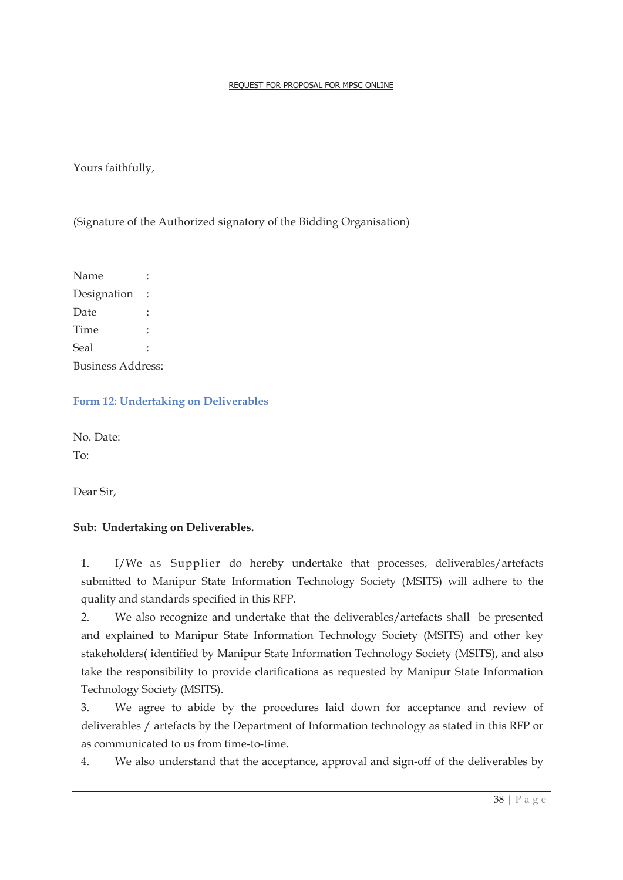Yours faithfully,

(Signature of the Authorized signatory of the Bidding Organisation)

Name :  
Designation :  
Date :  
Time :  
Seal :  
Business Address:

## Form 12: Undertaking on Deliverables

No. Date:  
To:

Dear Sir,

**Sub: Undertaking on Deliverables.**

1. I/We as Supplier do hereby undertake that processes, deliverables/artefacts submitted to Manipur State Information Technology Society (MSITS) will adhere to the quality and standards specified in this RFP.
2. We also recognize and undertake that the deliverables/artefacts shall be presented and explained to Manipur State Information Technology Society (MSITS) and other key stakeholders( identified by Manipur State Information Technology Society (MSITS), and also take the responsibility to provide clarifications as requested by Manipur State Information Technology Society (MSITS).
3. We agree to abide by the procedures laid down for acceptance and review of deliverables / artefacts by the Department of Information technology as stated in this RFP or as communicated to us from time-to-time.
4. We also understand that the acceptance, approval and sign-off of the deliverables by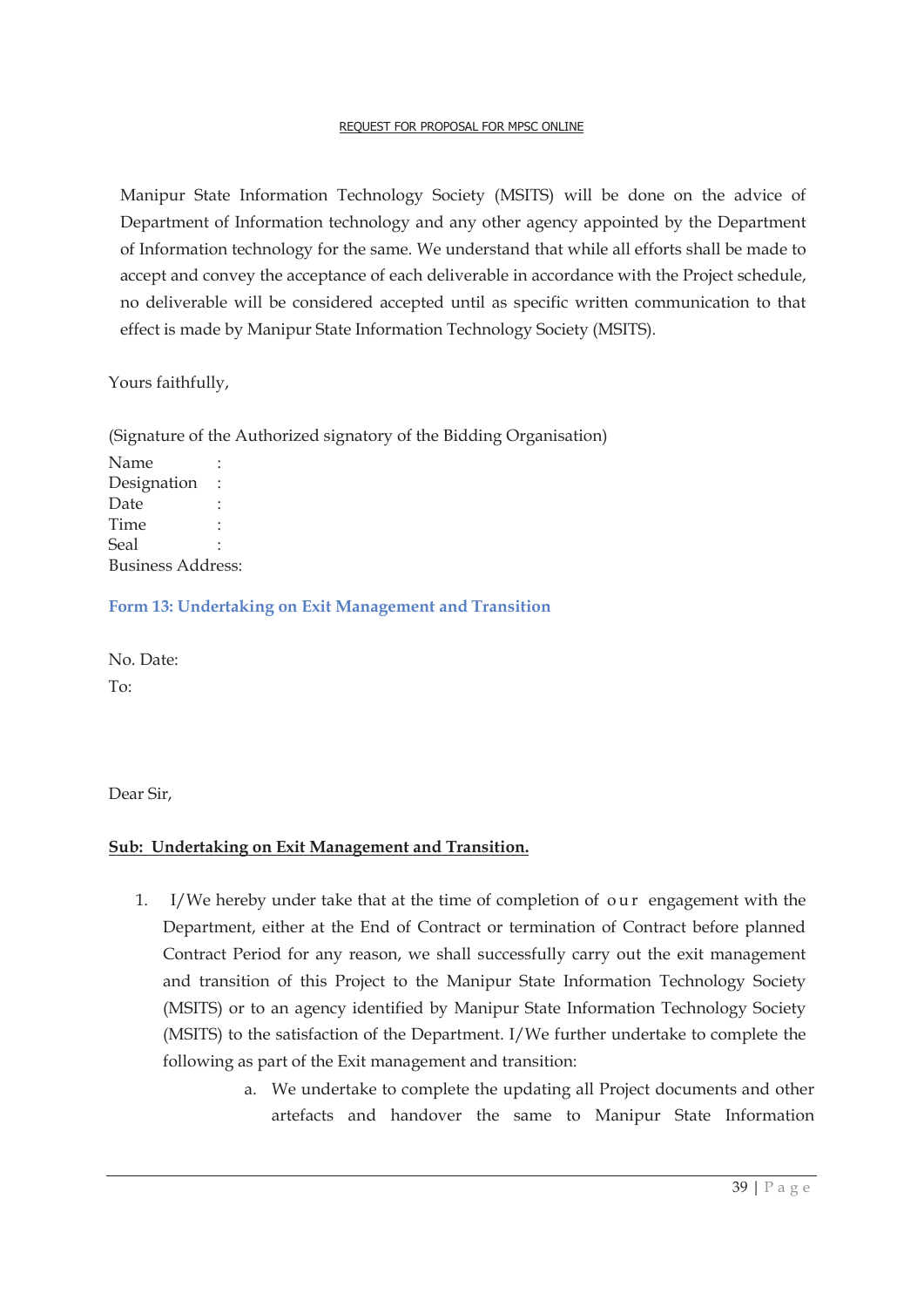Manipur State Information Technology Society (MSITS) will be done on the advice of Department of Information technology and any other agency appointed by the Department of Information technology for the same. We understand that while all efforts shall be made to accept and convey the acceptance of each deliverable in accordance with the Project schedule, no deliverable will be considered accepted until as specific written communication to that effect is made by Manipur State Information Technology Society (MSITS).

Yours faithfully,

(Signature of the Authorized signatory of the Bidding Organisation)

Name :
Designation :
Date :
Time :
Seal :
Business Address:

### Form 13: Undertaking on Exit Management and Transition

No. Date:

To:

Dear Sir,

**Sub: Undertaking on Exit Management and Transition.**

1. I/We hereby under take that at the time of completion of our engagement with the Department, either at the End of Contract or termination of Contract before planned Contract Period for any reason, we shall successfully carry out the exit management and transition of this Project to the Manipur State Information Technology Society (MSITS) or to an agency identified by Manipur State Information Technology Society (MSITS) to the satisfaction of the Department. I/We further undertake to complete the following as part of the Exit management and transition:
    a. We undertake to complete the updating all Project documents and other artefacts and handover the same to Manipur State Information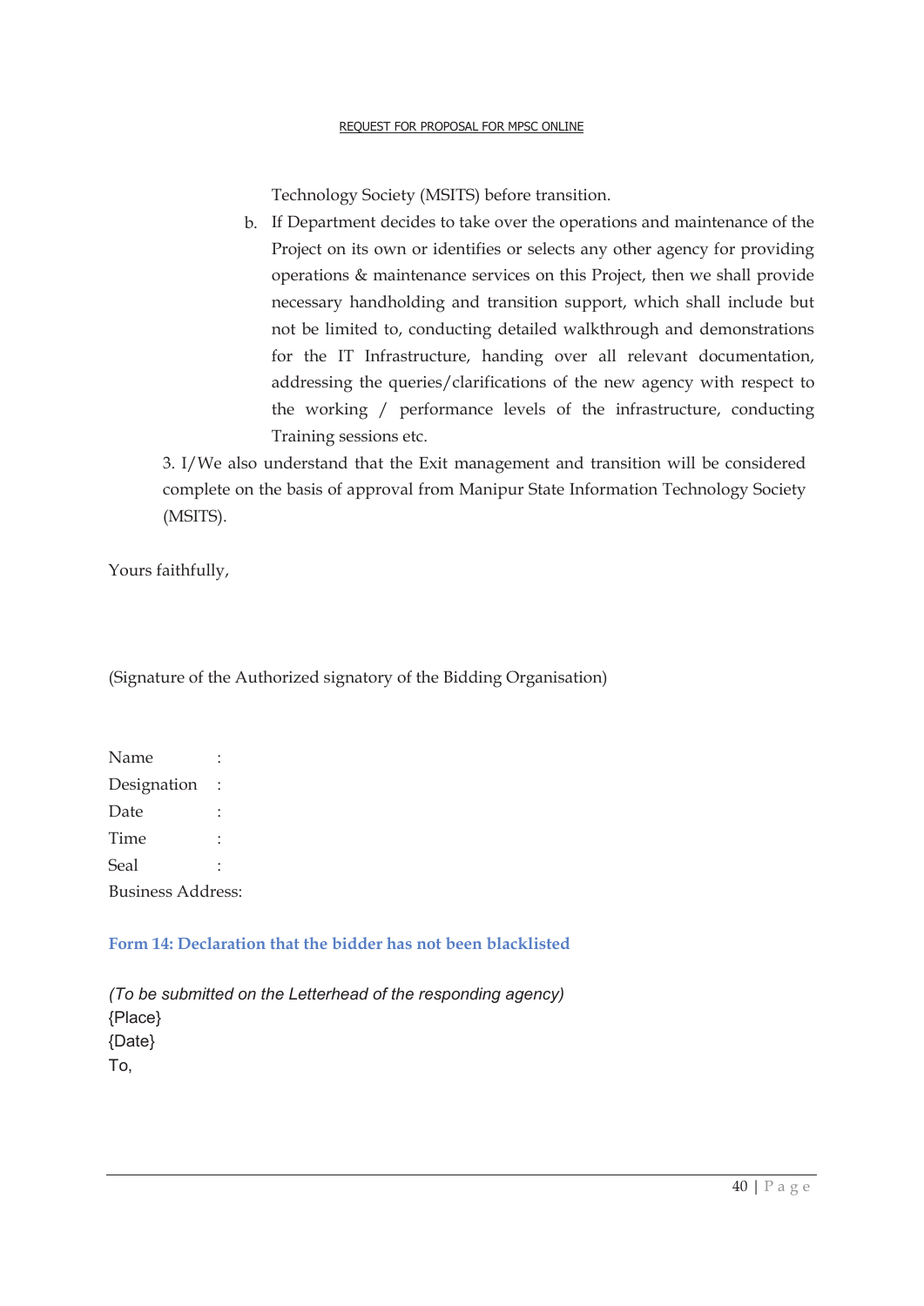Technology Society (MSITS) before transition.

b. If Department decides to take over the operations and maintenance of the Project on its own or identifies or selects any other agency for providing operations & maintenance services on this Project, then we shall provide necessary handholding and transition support, which shall include but not be limited to, conducting detailed walkthrough and demonstrations for the IT Infrastructure, handing over all relevant documentation, addressing the queries/clarifications of the new agency with respect to the working / performance levels of the infrastructure, conducting Training sessions etc.

3. I/We also understand that the Exit management and transition will be considered complete on the basis of approval from Manipur State Information Technology Society (MSITS).

Yours faithfully,

(Signature of the Authorized signatory of the Bidding Organisation)

Name :
Designation :
Date :
Time :
Seal :
Business Address:

### Form 14: Declaration that the bidder has not been blacklisted

*(To be submitted on the Letterhead of the responding agency)*
{Place}
{Date}
To,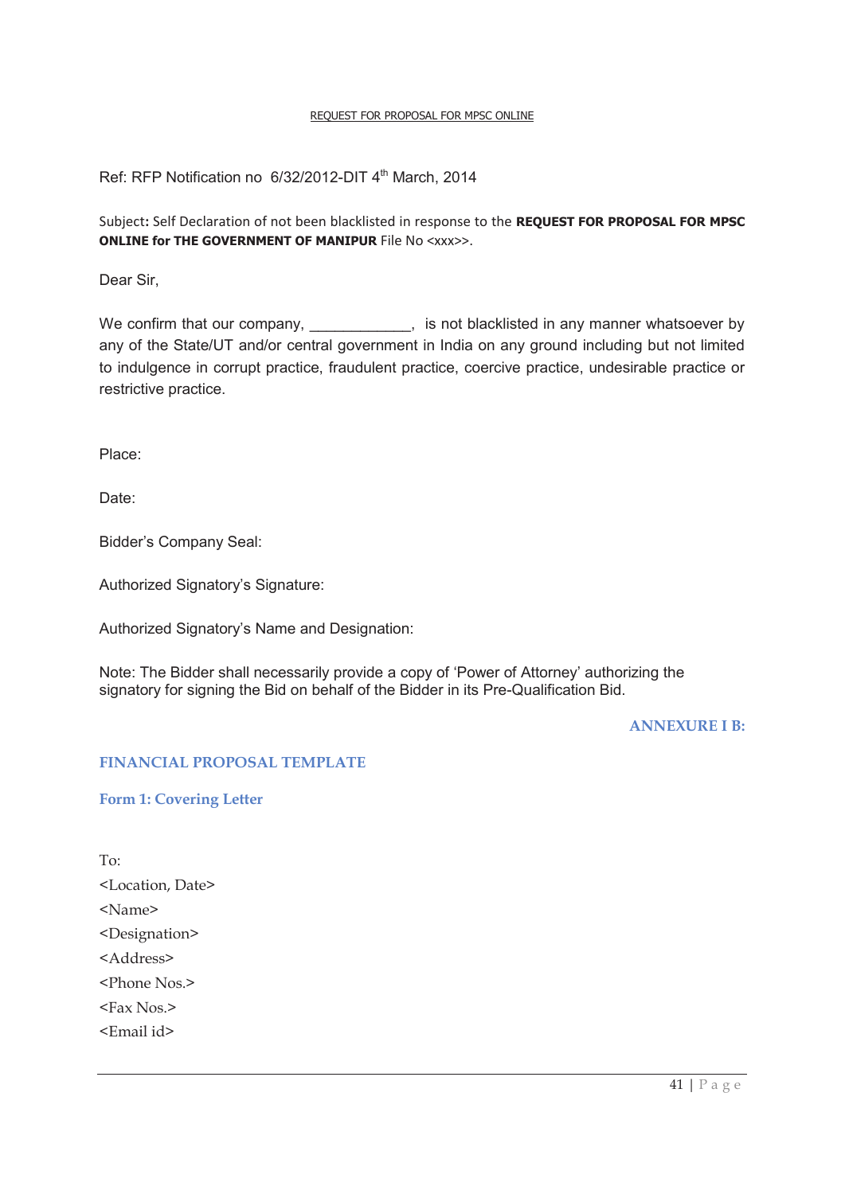REQUEST FOR PROPOSAL FOR MPSC ONLINE

Ref: RFP Notification no 6/32/2012-DIT 4th March, 2014

Subject: Self Declaration of not been blacklisted in response to the **REQUEST FOR PROPOSAL FOR MPSC ONLINE for THE GOVERNMENT OF MANIPUR** File No <xxx>>.

Dear Sir,

We confirm that our company, ____________, is not blacklisted in any manner whatsoever by any of the State/UT and/or central government in India on any ground including but not limited to indulgence in corrupt practice, fraudulent practice, coercive practice, undesirable practice or restrictive practice.

Place:

Date:

Bidder's Company Seal:

Authorized Signatory's Signature:

Authorized Signatory's Name and Designation:

Note: The Bidder shall necessarily provide a copy of 'Power of Attorney' authorizing the signatory for signing the Bid on behalf of the Bidder in its Pre-Qualification Bid.

## ANNEXURE I B:

## FINANCIAL PROPOSAL TEMPLATE

### Form 1: Covering Letter

To:
<Location, Date>
<Name>
<Designation>
<Address>
<Phone Nos.>
<Fax Nos.>
<Email id>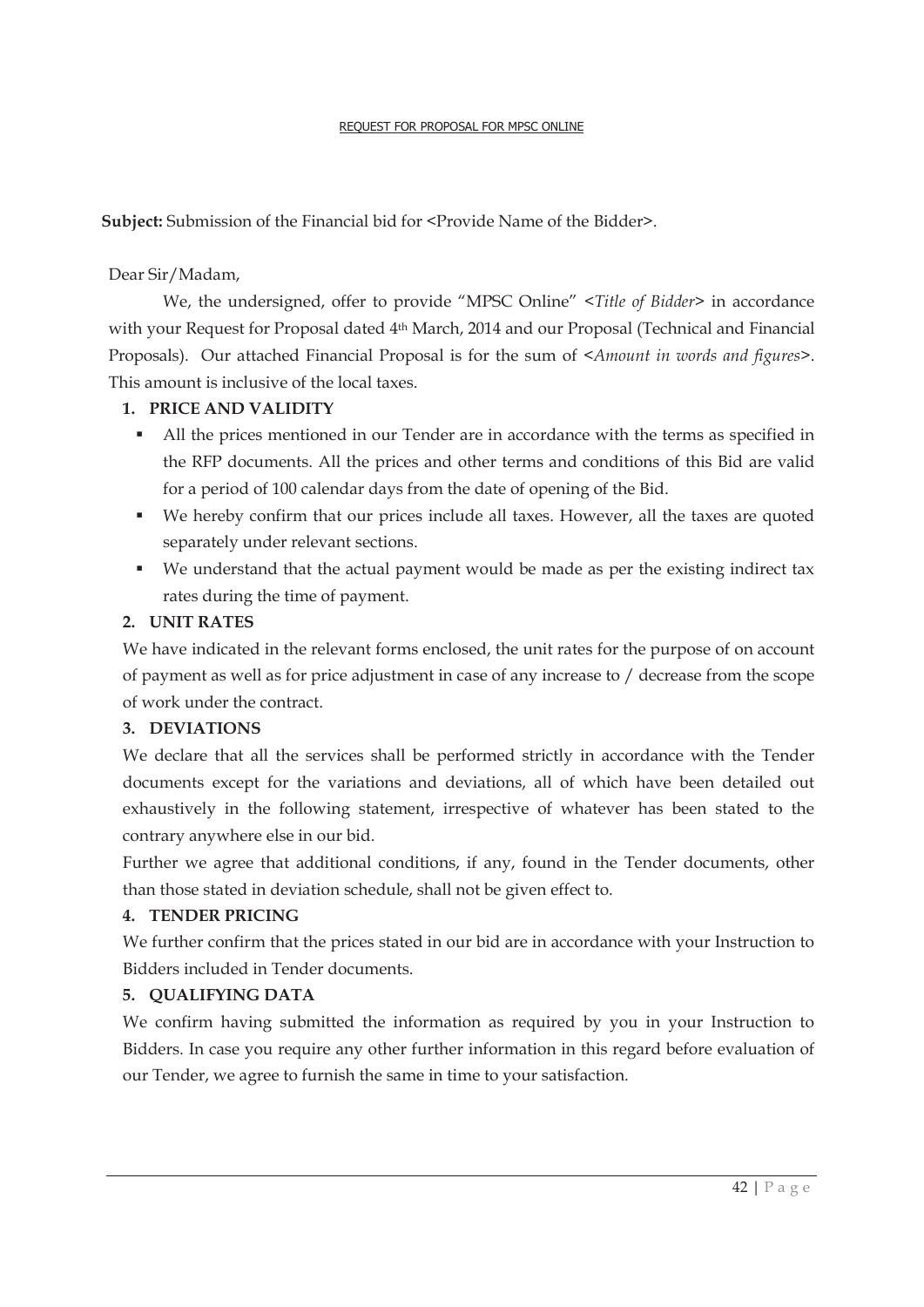**Subject:** Submission of the Financial bid for <Provide Name of the Bidder>.

Dear Sir/Madam,

We, the undersigned, offer to provide "MPSC Online" <*Title of Bidder*> in accordance with your Request for Proposal dated 4th March, 2014 and our Proposal (Technical and Financial Proposals). Our attached Financial Proposal is for the sum of <*Amount in words and figures*>. This amount is inclusive of the local taxes.

**1. PRICE AND VALIDITY**

- All the prices mentioned in our Tender are in accordance with the terms as specified in the RFP documents. All the prices and other terms and conditions of this Bid are valid for a period of 100 calendar days from the date of opening of the Bid.
- We hereby confirm that our prices include all taxes. However, all the taxes are quoted separately under relevant sections.
- We understand that the actual payment would be made as per the existing indirect tax rates during the time of payment.

**2. UNIT RATES**

We have indicated in the relevant forms enclosed, the unit rates for the purpose of on account of payment as well as for price adjustment in case of any increase to / decrease from the scope of work under the contract.

**3. DEVIATIONS**

We declare that all the services shall be performed strictly in accordance with the Tender documents except for the variations and deviations, all of which have been detailed out exhaustively in the following statement, irrespective of whatever has been stated to the contrary anywhere else in our bid.

Further we agree that additional conditions, if any, found in the Tender documents, other than those stated in deviation schedule, shall not be given effect to.

**4. TENDER PRICING**

We further confirm that the prices stated in our bid are in accordance with your Instruction to Bidders included in Tender documents.

**5. QUALIFYING DATA**

We confirm having submitted the information as required by you in your Instruction to Bidders. In case you require any other further information in this regard before evaluation of our Tender, we agree to furnish the same in time to your satisfaction.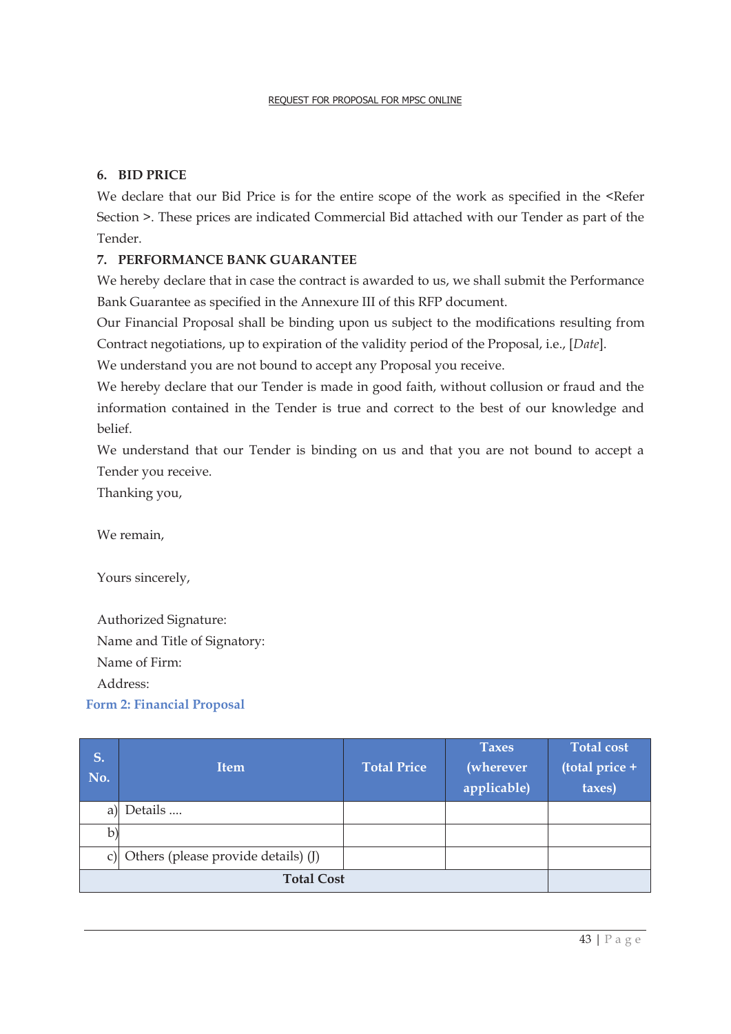**6. BID PRICE**

We declare that our Bid Price is for the entire scope of the work as specified in the <Refer Section >. These prices are indicated Commercial Bid attached with our Tender as part of the Tender.

**7. PERFORMANCE BANK GUARANTEE**

We hereby declare that in case the contract is awarded to us, we shall submit the Performance Bank Guarantee as specified in the Annexure III of this RFP document.

Our Financial Proposal shall be binding upon us subject to the modifications resulting from Contract negotiations, up to expiration of the validity period of the Proposal, i.e., [*Date*].

We understand you are not bound to accept any Proposal you receive.

We hereby declare that our Tender is made in good faith, without collusion or fraud and the information contained in the Tender is true and correct to the best of our knowledge and belief.

We understand that our Tender is binding on us and that you are not bound to accept a Tender you receive.

Thanking you,

We remain,

Yours sincerely,

Authorized Signature:
Name and Title of Signatory:
Name of Firm:
Address:

## Form 2: Financial Proposal

| S. No. | Item | Total Price | Taxes (wherever applicable) | Total cost (total price + taxes) |
|---|---|---|---|---|
| a) | Details .... | | | |
| b) | | | | |
| c) | Others (please provide details) (J) | | | |
| | **Total Cost** | | | |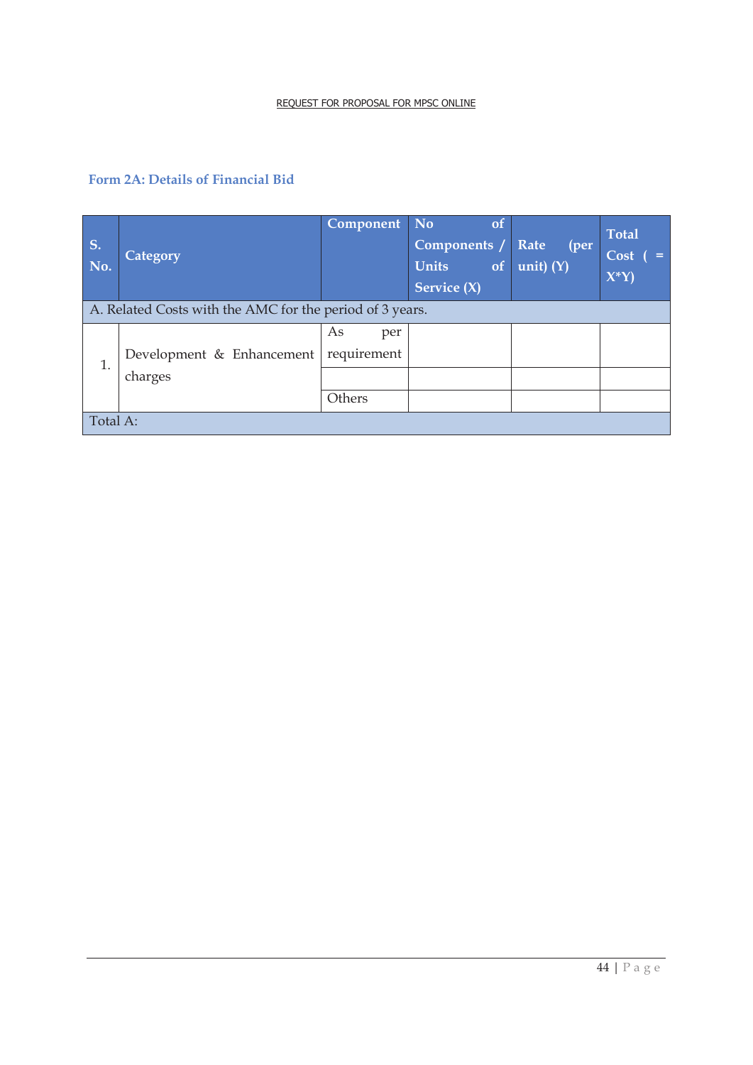### Form 2A: Details of Financial Bid

| S. No. | Category | Component | No of Components / Units of Service (X) | Rate (per unit) (Y) | Total Cost ( = X*Y) |
|---|---|---|---|---|---|
| A. Related Costs with the AMC for the period of 3 years. | | | | | |
| 1. | Development & Enhancement charges | As per requirement | | | |
| | | | | | |
| | | Others | | | |
| Total A: | | | | | |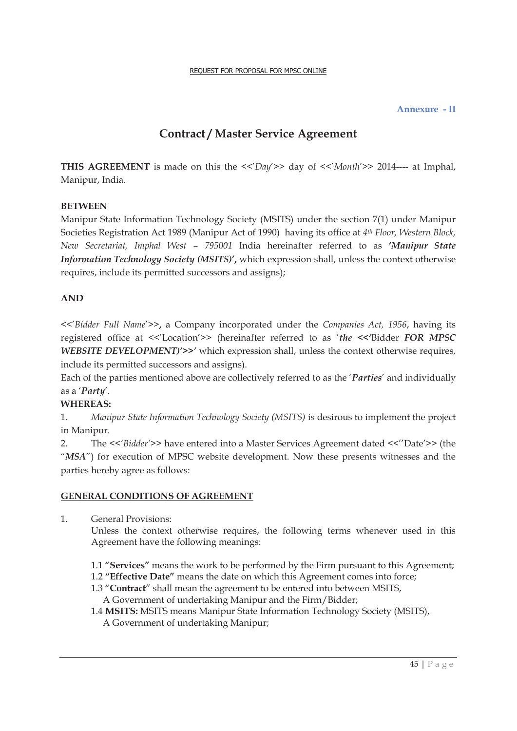**Annexure - II**

# Contract / Master Service Agreement

**THIS AGREEMENT** is made on this the <<'*Day*'>> day of <<'*Month*'>> 2014---- at Imphal, Manipur, India.

**BETWEEN**

Manipur State Information Technology Society (MSITS) under the section 7(1) under Manipur Societies Registration Act 1989 (Manipur Act of 1990) having its office at *4th Floor, Western Block, New Secretariat, Imphal West – 795001* India hereinafter referred to as ***'Manipur State Information Technology Society (MSITS)'*,** which expression shall, unless the context otherwise requires, include its permitted successors and assigns);

**AND**

<<'*Bidder Full Name*'>>**,** a Company incorporated under the *Companies Act, 1956*, having its registered office at <<'Location'>> (hereinafter referred to as '***the <<'***Bidder ***FOR MPSC WEBSITE DEVELOPMENT)'>>'*** which expression shall, unless the context otherwise requires, include its permitted successors and assigns).

Each of the parties mentioned above are collectively referred to as the '***Parties***' and individually as a '***Party***'.

**WHEREAS:**

1. *Manipur State Information Technology Society (MSITS)* is desirous to implement the project in Manipur.
2. The <<'*Bidder'*>> have entered into a Master Services Agreement dated <<''Date'>> (the "***MSA***") for execution of MPSC website development. Now these presents witnesses and the parties hereby agree as follows:

## GENERAL CONDITIONS OF AGREEMENT

1. General Provisions:

   Unless the context otherwise requires, the following terms whenever used in this Agreement have the following meanings:

   1.1 "**Services"** means the work to be performed by the Firm pursuant to this Agreement;
   1.2 **"Effective Date"** means the date on which this Agreement comes into force;
   1.3 "**Contract**" shall mean the agreement to be entered into between MSITS, A Government of undertaking Manipur and the Firm/Bidder;
   1.4 **MSITS:** MSITS means Manipur State Information Technology Society (MSITS), A Government of undertaking Manipur;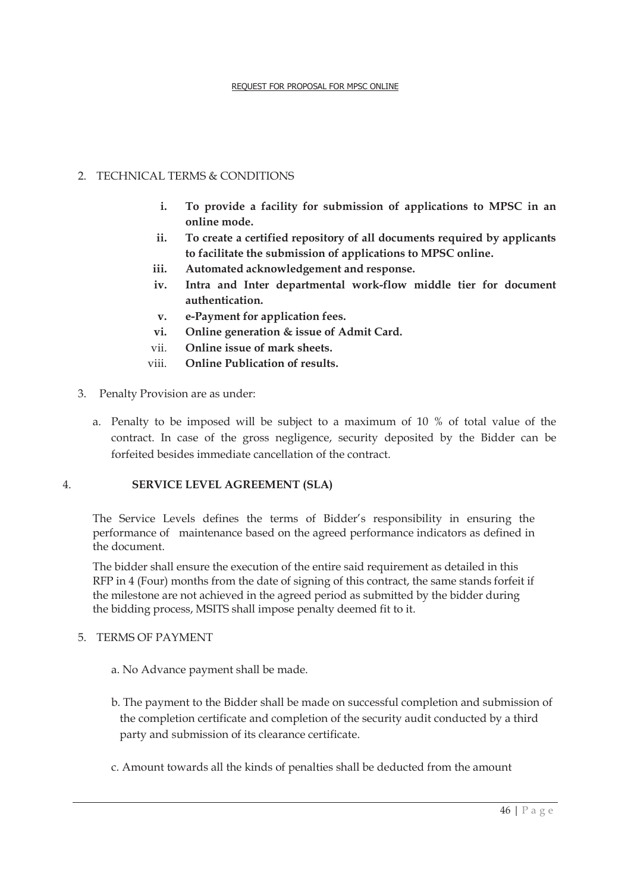2. TECHNICAL TERMS & CONDITIONS

   i. **To provide a facility for submission of applications to MPSC in an online mode.**
   ii. **To create a certified repository of all documents required by applicants to facilitate the submission of applications to MPSC online.**
   iii. **Automated acknowledgement and response.**
   iv. **Intra and Inter departmental work-flow middle tier for document authentication.**
   v. **e-Payment for application fees.**
   vi. **Online generation & issue of Admit Card.**
   vii. **Online issue of mark sheets.**
   viii. **Online Publication of results.**

3. Penalty Provision are as under:

   a. Penalty to be imposed will be subject to a maximum of 10 % of total value of the contract. In case of the gross negligence, security deposited by the Bidder can be forfeited besides immediate cancellation of the contract.

4. **SERVICE LEVEL AGREEMENT (SLA)**

The Service Levels defines the terms of Bidder's responsibility in ensuring the performance of maintenance based on the agreed performance indicators as defined in the document.

The bidder shall ensure the execution of the entire said requirement as detailed in this RFP in 4 (Four) months from the date of signing of this contract, the same stands forfeit if the milestone are not achieved in the agreed period as submitted by the bidder during the bidding process, MSITS shall impose penalty deemed fit to it.

5. TERMS OF PAYMENT

   a. No Advance payment shall be made.

   b. The payment to the Bidder shall be made on successful completion and submission of the completion certificate and completion of the security audit conducted by a third party and submission of its clearance certificate.

   c. Amount towards all the kinds of penalties shall be deducted from the amount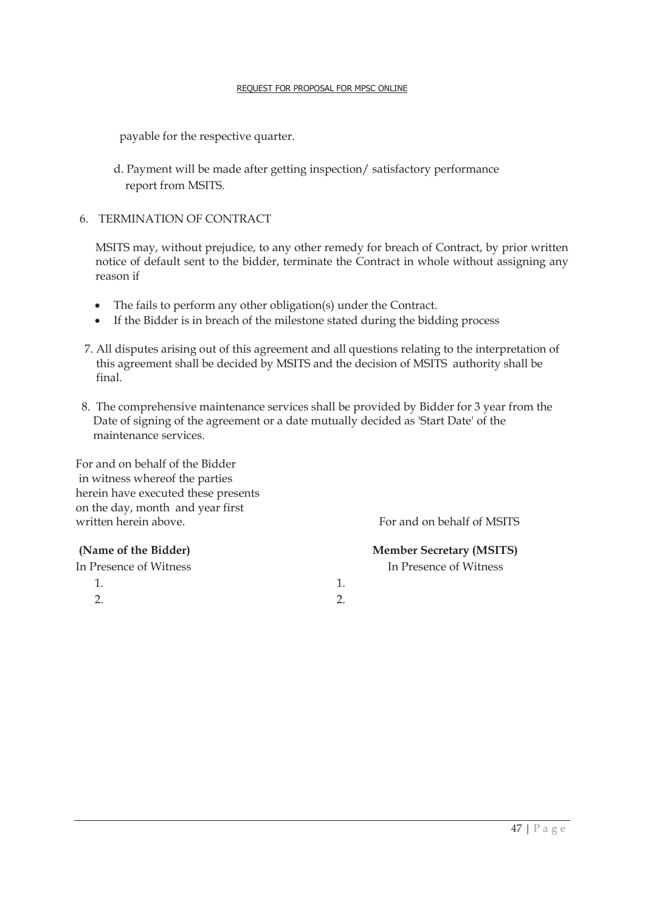payable for the respective quarter.

d. Payment will be made after getting inspection/ satisfactory performance report from MSITS.

6. TERMINATION OF CONTRACT

MSITS may, without prejudice, to any other remedy for breach of Contract, by prior written notice of default sent to the bidder, terminate the Contract in whole without assigning any reason if

- The fails to perform any other obligation(s) under the Contract.
- If the Bidder is in breach of the milestone stated during the bidding process

7. All disputes arising out of this agreement and all questions relating to the interpretation of this agreement shall be decided by MSITS and the decision of MSITS authority shall be final.

8. The comprehensive maintenance services shall be provided by Bidder for 3 year from the Date of signing of the agreement or a date mutually decided as 'Start Date' of the maintenance services.

For and on behalf of the Bidder in witness whereof the parties herein have executed these presents on the day, month and year first written herein above.

**(Name of the Bidder)**

In Presence of Witness

1.
2.

For and on behalf of MSITS

**Member Secretary (MSITS)**

In Presence of Witness

1.
2.